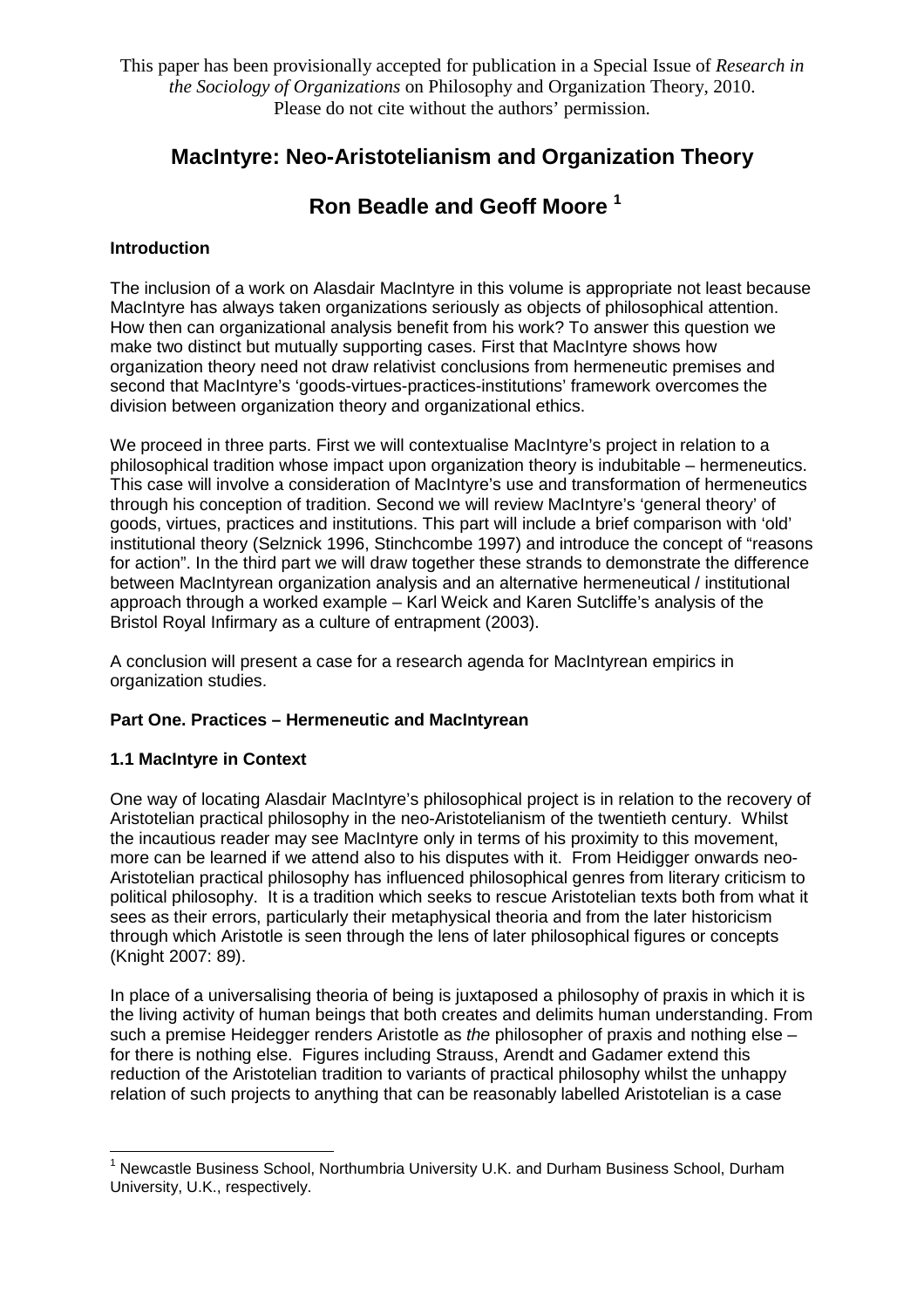This paper has been provisionally accepted for publication in a Special Issue of *Research in the Sociology of Organizations* on Philosophy and Organization Theory, 2010. Please do not cite without the authors' permission.

# MacIntyre: Neo-Aristotelianism and Organization Theory

## Ron Beadle and Geoff Moore [1]

### Introduction

The inclusion of a work on Alasdair MacIntyre in this volume is appropriate not least because MacIntyre has always taken organizations seriously as objects of philosophical attention. How then can organizational analysis benefit from his work? To answer this question we make two distinct but mutually supporting cases. First that MacIntyre shows how organization theory need not draw relativist conclusions from hermeneutic premises and second that MacIntyre's 'goods-virtues-practices-institutions' framework overcomes the division between organization theory and organizational ethics.

We proceed in three parts. First we will contextualise MacIntyre's project in relation to a philosophical tradition whose impact upon organization theory is indubitable – hermeneutics. This case will involve a consideration of MacIntyre's use and transformation of hermeneutics through his conception of tradition. Second we will review MacIntyre's 'general theory' of goods, virtues, practices and institutions. This part will include a brief comparison with 'old' institutional theory (Selznick 1996, Stinchcombe 1997) and introduce the concept of "reasons for action". In the third part we will draw together these strands to demonstrate the difference between MacIntyrean organization analysis and an alternative hermeneutical / institutional approach through a worked example – Karl Weick and Karen Sutcliffe's analysis of the Bristol Royal Infirmary as a culture of entrapment (2003).

A conclusion will present a case for a research agenda for MacIntyrean empirics in organization studies.

### Part One. Practices – Hermeneutic and MacIntyrean

#### 1.1 MacIntyre in Context

One way of locating Alasdair MacIntyre's philosophical project is in relation to the recovery of Aristotelian practical philosophy in the neo-Aristotelianism of the twentieth century. Whilst the incautious reader may see MacIntyre only in terms of his proximity to this movement, more can be learned if we attend also to his disputes with it. From Heidigger onwards neo-Aristotelian practical philosophy has influenced philosophical genres from literary criticism to political philosophy. It is a tradition which seeks to rescue Aristotelian texts both from what it sees as their errors, particularly their metaphysical theoria and from the later historicism through which Aristotle is seen through the lens of later philosophical figures or concepts (Knight 2007: 89).

In place of a universalising theoria of being is juxtaposed a philosophy of praxis in which it is the living activity of human beings that both creates and delimits human understanding. From such a premise Heidegger renders Aristotle as *the* philosopher of praxis and nothing else – for there is nothing else. Figures including Strauss, Arendt and Gadamer extend this reduction of the Aristotelian tradition to variants of practical philosophy whilst the unhappy relation of such projects to anything that can be reasonably labelled Aristotelian is a case

[1] Newcastle Business School, Northumbria University U.K. and Durham Business School, Durham University, U.K., respectively.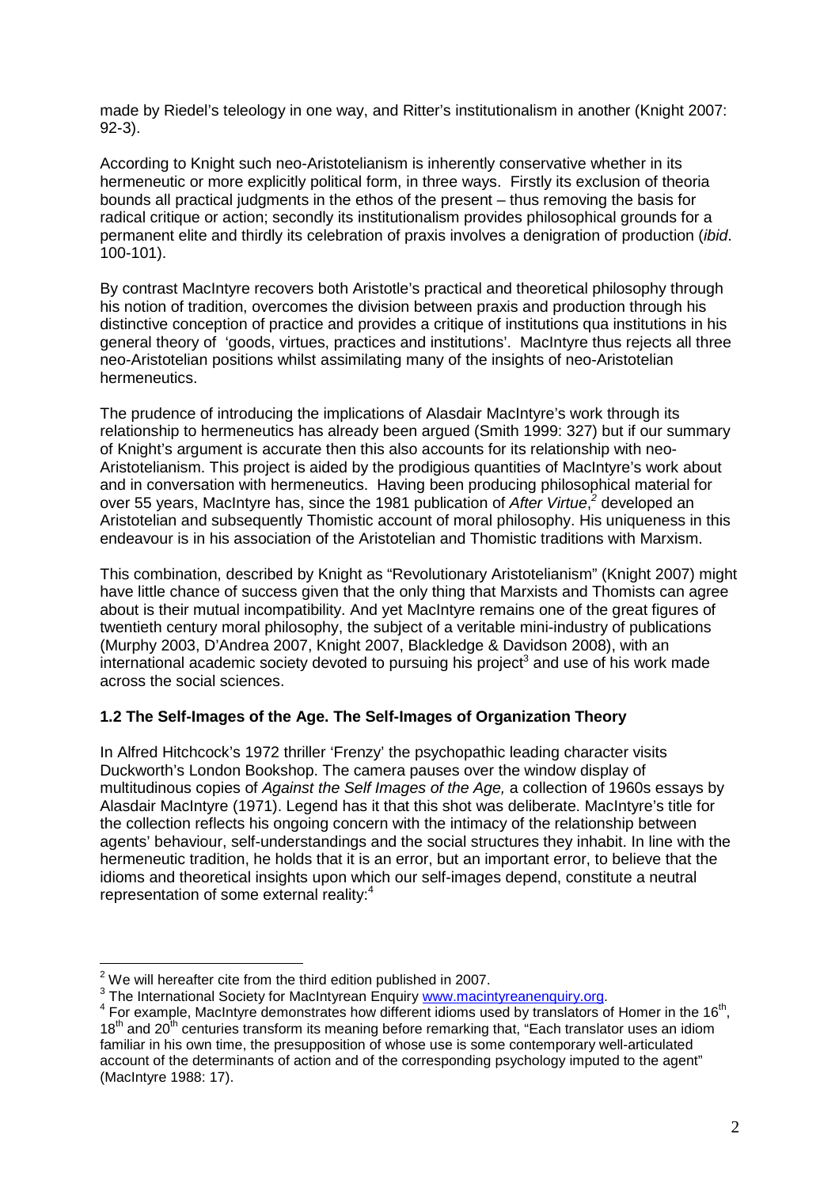made by Riedel's teleology in one way, and Ritter's institutionalism in another (Knight 2007: 92-3).

According to Knight such neo-Aristotelianism is inherently conservative whether in its hermeneutic or more explicitly political form, in three ways. Firstly its exclusion of theoria bounds all practical judgments in the ethos of the present – thus removing the basis for radical critique or action; secondly its institutionalism provides philosophical grounds for a permanent elite and thirdly its celebration of praxis involves a denigration of production (*ibid*. 100-101).

By contrast MacIntyre recovers both Aristotle's practical and theoretical philosophy through his notion of tradition, overcomes the division between praxis and production through his distinctive conception of practice and provides a critique of institutions qua institutions in his general theory of 'goods, virtues, practices and institutions'. MacIntyre thus rejects all three neo-Aristotelian positions whilst assimilating many of the insights of neo-Aristotelian hermeneutics.

The prudence of introducing the implications of Alasdair MacIntyre's work through its relationship to hermeneutics has already been argued (Smith 1999: 327) but if our summary of Knight's argument is accurate then this also accounts for its relationship with neo-Aristotelianism. This project is aided by the prodigious quantities of MacIntyre's work about and in conversation with hermeneutics. Having been producing philosophical material for over 55 years, MacIntyre has, since the 1981 publication of *After Virtue*,[2] developed an Aristotelian and subsequently Thomistic account of moral philosophy. His uniqueness in this endeavour is in his association of the Aristotelian and Thomistic traditions with Marxism.

This combination, described by Knight as "Revolutionary Aristotelianism" (Knight 2007) might have little chance of success given that the only thing that Marxists and Thomists can agree about is their mutual incompatibility. And yet MacIntyre remains one of the great figures of twentieth century moral philosophy, the subject of a veritable mini-industry of publications (Murphy 2003, D'Andrea 2007, Knight 2007, Blackledge & Davidson 2008), with an international academic society devoted to pursuing his project[3] and use of his work made across the social sciences.

### 1.2 The Self-Images of the Age. The Self-Images of Organization Theory

In Alfred Hitchcock's 1972 thriller 'Frenzy' the psychopathic leading character visits Duckworth's London Bookshop. The camera pauses over the window display of multitudinous copies of *Against the Self Images of the Age,* a collection of 1960s essays by Alasdair MacIntyre (1971). Legend has it that this shot was deliberate. MacIntyre's title for the collection reflects his ongoing concern with the intimacy of the relationship between agents' behaviour, self-understandings and the social structures they inhabit. In line with the hermeneutic tradition, he holds that it is an error, but an important error, to believe that the idioms and theoretical insights upon which our self-images depend, constitute a neutral representation of some external reality:[4]

---

[2] We will hereafter cite from the third edition published in 2007.

[3] The International Society for MacIntyrean Enquiry www.macintyreanenquiry.org.

[4] For example, MacIntyre demonstrates how different idioms used by translators of Homer in the 16th, 18th and 20th centuries transform its meaning before remarking that, "Each translator uses an idiom familiar in his own time, the presupposition of whose use is some contemporary well-articulated account of the determinants of action and of the corresponding psychology imputed to the agent" (MacIntyre 1988: 17).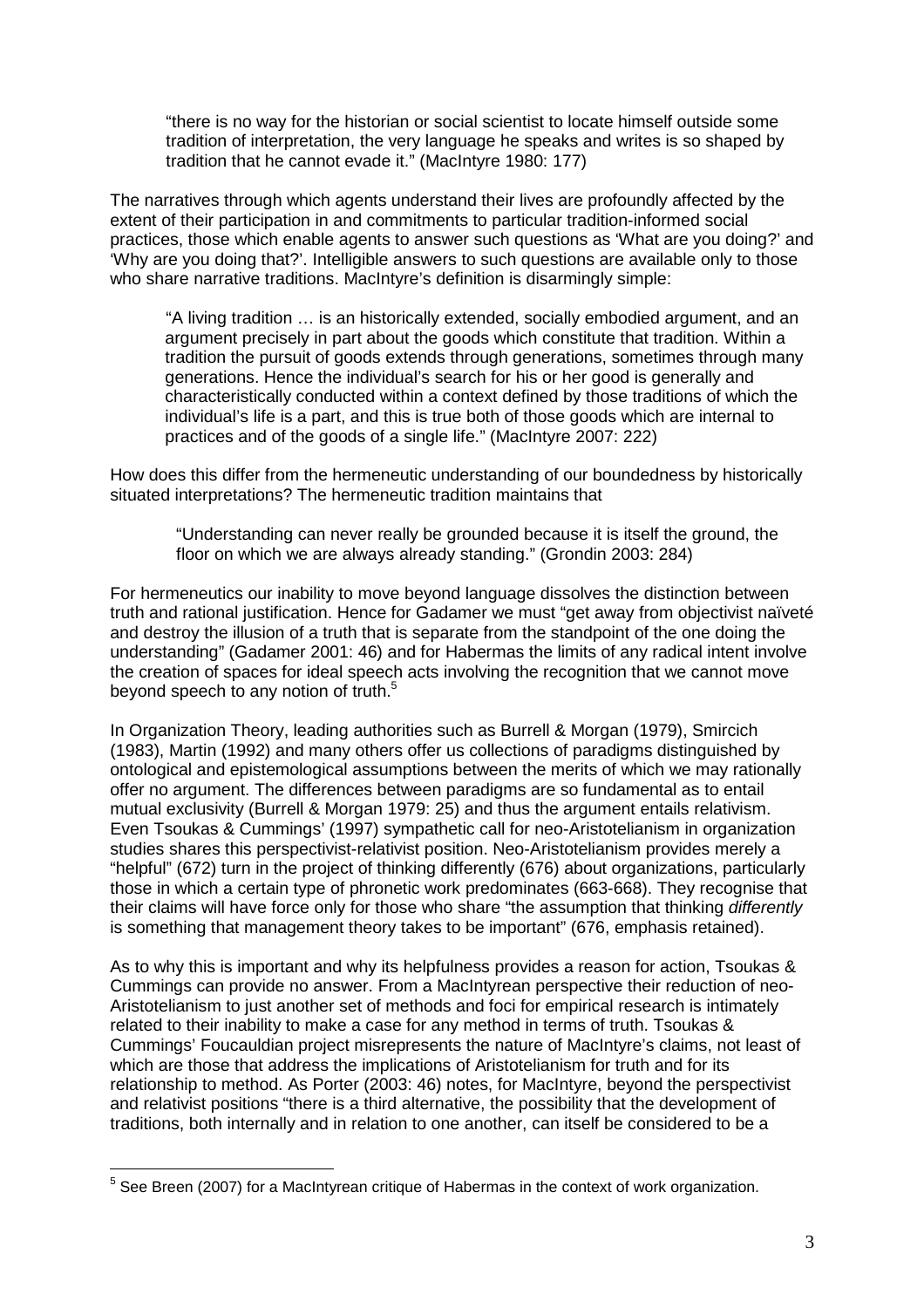> "there is no way for the historian or social scientist to locate himself outside some tradition of interpretation, the very language he speaks and writes is so shaped by tradition that he cannot evade it." (MacIntyre 1980: 177)

The narratives through which agents understand their lives are profoundly affected by the extent of their participation in and commitments to particular tradition-informed social practices, those which enable agents to answer such questions as 'What are you doing?' and 'Why are you doing that?'. Intelligible answers to such questions are available only to those who share narrative traditions. MacIntyre's definition is disarmingly simple:

> "A living tradition … is an historically extended, socially embodied argument, and an argument precisely in part about the goods which constitute that tradition. Within a tradition the pursuit of goods extends through generations, sometimes through many generations. Hence the individual's search for his or her good is generally and characteristically conducted within a context defined by those traditions of which the individual's life is a part, and this is true both of those goods which are internal to practices and of the goods of a single life." (MacIntyre 2007: 222)

How does this differ from the hermeneutic understanding of our boundedness by historically situated interpretations? The hermeneutic tradition maintains that

> "Understanding can never really be grounded because it is itself the ground, the floor on which we are always already standing." (Grondin 2003: 284)

For hermeneutics our inability to move beyond language dissolves the distinction between truth and rational justification. Hence for Gadamer we must "get away from objectivist naïveté and destroy the illusion of a truth that is separate from the standpoint of the one doing the understanding" (Gadamer 2001: 46) and for Habermas the limits of any radical intent involve the creation of spaces for ideal speech acts involving the recognition that we cannot move beyond speech to any notion of truth.[5]

In Organization Theory, leading authorities such as Burrell & Morgan (1979), Smircich (1983), Martin (1992) and many others offer us collections of paradigms distinguished by ontological and epistemological assumptions between the merits of which we may rationally offer no argument. The differences between paradigms are so fundamental as to entail mutual exclusivity (Burrell & Morgan 1979: 25) and thus the argument entails relativism. Even Tsoukas & Cummings' (1997) sympathetic call for neo-Aristotelianism in organization studies shares this perspectivist-relativist position. Neo-Aristotelianism provides merely a "helpful" (672) turn in the project of thinking differently (676) about organizations, particularly those in which a certain type of phronetic work predominates (663-668). They recognise that their claims will have force only for those who share "the assumption that thinking *differently* is something that management theory takes to be important" (676, emphasis retained).

As to why this is important and why its helpfulness provides a reason for action, Tsoukas & Cummings can provide no answer. From a MacIntyrean perspective their reduction of neo-Aristotelianism to just another set of methods and foci for empirical research is intimately related to their inability to make a case for any method in terms of truth. Tsoukas & Cummings' Foucauldian project misrepresents the nature of MacIntyre's claims, not least of which are those that address the implications of Aristotelianism for truth and for its relationship to method. As Porter (2003: 46) notes, for MacIntyre, beyond the perspectivist and relativist positions "there is a third alternative, the possibility that the development of traditions, both internally and in relation to one another, can itself be considered to be a

[5] See Breen (2007) for a MacIntyrean critique of Habermas in the context of work organization.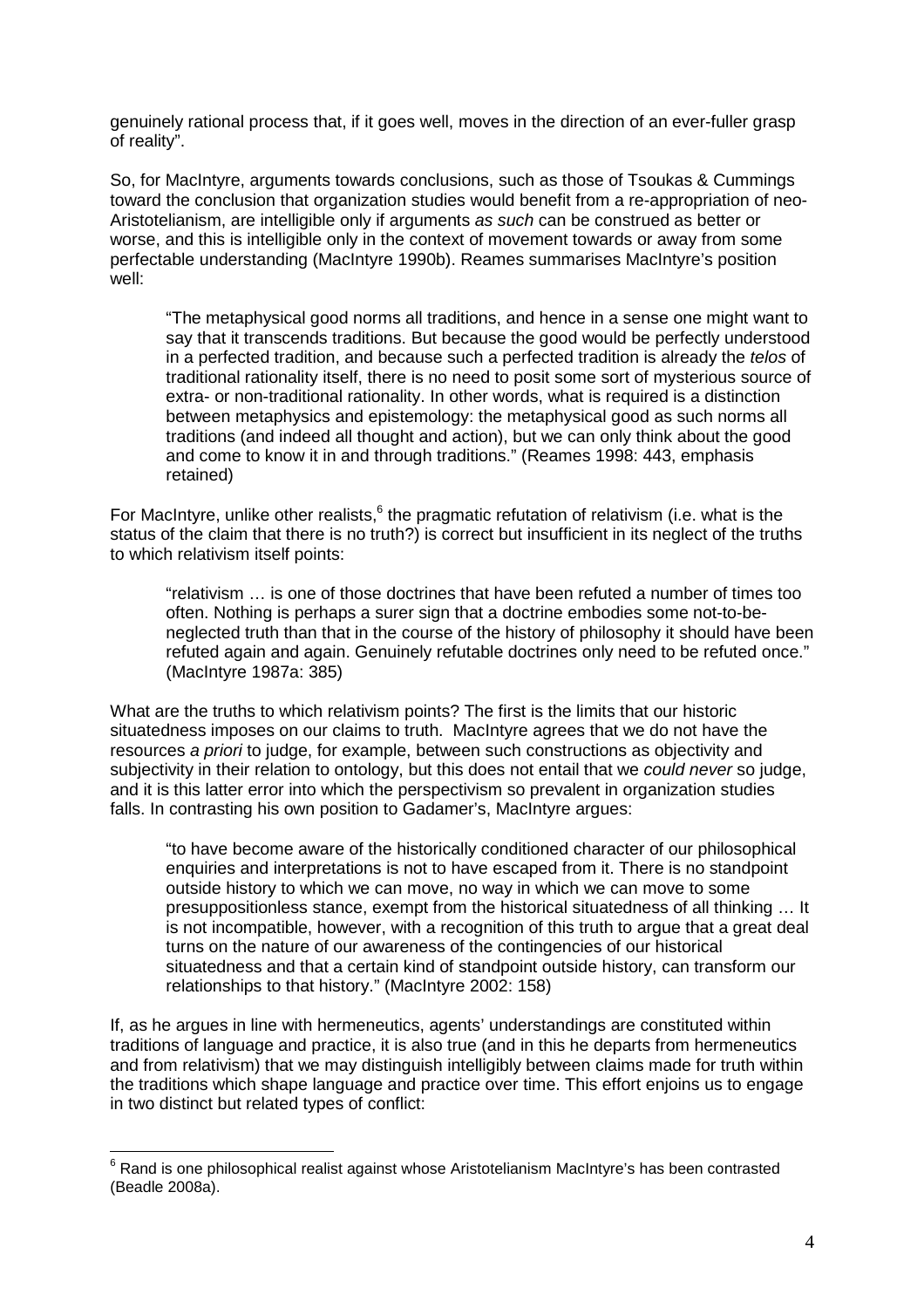genuinely rational process that, if it goes well, moves in the direction of an ever-fuller grasp of reality".

So, for MacIntyre, arguments towards conclusions, such as those of Tsoukas & Cummings toward the conclusion that organization studies would benefit from a re-appropriation of neo-Aristotelianism, are intelligible only if arguments *as such* can be construed as better or worse, and this is intelligible only in the context of movement towards or away from some perfectable understanding (MacIntyre 1990b). Reames summarises MacIntyre's position well:

> "The metaphysical good norms all traditions, and hence in a sense one might want to say that it transcends traditions. But because the good would be perfectly understood in a perfected tradition, and because such a perfected tradition is already the *telos* of traditional rationality itself, there is no need to posit some sort of mysterious source of extra- or non-traditional rationality. In other words, what is required is a distinction between metaphysics and epistemology: the metaphysical good as such norms all traditions (and indeed all thought and action), but we can only think about the good and come to know it in and through traditions." (Reames 1998: 443, emphasis retained)

For MacIntyre, unlike other realists,[6] the pragmatic refutation of relativism (i.e. what is the status of the claim that there is no truth?) is correct but insufficient in its neglect of the truths to which relativism itself points:

> "relativism … is one of those doctrines that have been refuted a number of times too often. Nothing is perhaps a surer sign that a doctrine embodies some not-to-be-neglected truth than that in the course of the history of philosophy it should have been refuted again and again. Genuinely refutable doctrines only need to be refuted once." (MacIntyre 1987a: 385)

What are the truths to which relativism points? The first is the limits that our historic situatedness imposes on our claims to truth. MacIntyre agrees that we do not have the resources *a priori* to judge, for example, between such constructions as objectivity and subjectivity in their relation to ontology, but this does not entail that we *could never* so judge, and it is this latter error into which the perspectivism so prevalent in organization studies falls. In contrasting his own position to Gadamer's, MacIntyre argues:

> "to have become aware of the historically conditioned character of our philosophical enquiries and interpretations is not to have escaped from it. There is no standpoint outside history to which we can move, no way in which we can move to some presuppositionless stance, exempt from the historical situatedness of all thinking … It is not incompatible, however, with a recognition of this truth to argue that a great deal turns on the nature of our awareness of the contingencies of our historical situatedness and that a certain kind of standpoint outside history, can transform our relationships to that history." (MacIntyre 2002: 158)

If, as he argues in line with hermeneutics, agents' understandings are constituted within traditions of language and practice, it is also true (and in this he departs from hermeneutics and from relativism) that we may distinguish intelligibly between claims made for truth within the traditions which shape language and practice over time. This effort enjoins us to engage in two distinct but related types of conflict:

---

[6] Rand is one philosophical realist against whose Aristotelianism MacIntyre's has been contrasted (Beadle 2008a).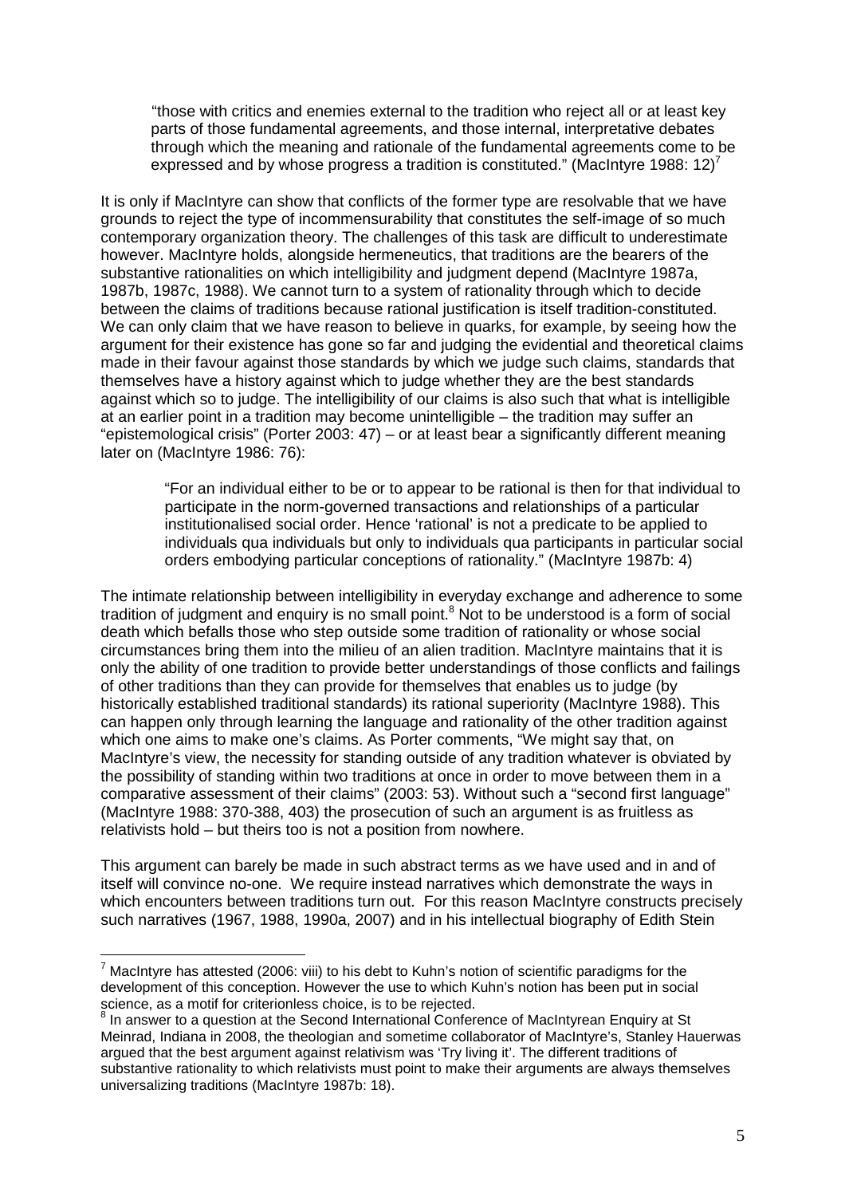> "those with critics and enemies external to the tradition who reject all or at least key parts of those fundamental agreements, and those internal, interpretative debates through which the meaning and rationale of the fundamental agreements come to be expressed and by whose progress a tradition is constituted." (MacIntyre 1988: 12)[7]

It is only if MacIntyre can show that conflicts of the former type are resolvable that we have grounds to reject the type of incommensurability that constitutes the self-image of so much contemporary organization theory. The challenges of this task are difficult to underestimate however. MacIntyre holds, alongside hermeneutics, that traditions are the bearers of the substantive rationalities on which intelligibility and judgment depend (MacIntyre 1987a, 1987b, 1987c, 1988). We cannot turn to a system of rationality through which to decide between the claims of traditions because rational justification is itself tradition-constituted. We can only claim that we have reason to believe in quarks, for example, by seeing how the argument for their existence has gone so far and judging the evidential and theoretical claims made in their favour against those standards by which we judge such claims, standards that themselves have a history against which to judge whether they are the best standards against which so to judge. The intelligibility of our claims is also such that what is intelligible at an earlier point in a tradition may become unintelligible – the tradition may suffer an "epistemological crisis" (Porter 2003: 47) – or at least bear a significantly different meaning later on (MacIntyre 1986: 76):

> "For an individual either to be or to appear to be rational is then for that individual to participate in the norm-governed transactions and relationships of a particular institutionalised social order. Hence 'rational' is not a predicate to be applied to individuals qua individuals but only to individuals qua participants in particular social orders embodying particular conceptions of rationality." (MacIntyre 1987b: 4)

The intimate relationship between intelligibility in everyday exchange and adherence to some tradition of judgment and enquiry is no small point.[8] Not to be understood is a form of social death which befalls those who step outside some tradition of rationality or whose social circumstances bring them into the milieu of an alien tradition. MacIntyre maintains that it is only the ability of one tradition to provide better understandings of those conflicts and failings of other traditions than they can provide for themselves that enables us to judge (by historically established traditional standards) its rational superiority (MacIntyre 1988). This can happen only through learning the language and rationality of the other tradition against which one aims to make one's claims. As Porter comments, "We might say that, on MacIntyre's view, the necessity for standing outside of any tradition whatever is obviated by the possibility of standing within two traditions at once in order to move between them in a comparative assessment of their claims" (2003: 53). Without such a "second first language" (MacIntyre 1988: 370-388, 403) the prosecution of such an argument is as fruitless as relativists hold – but theirs too is not a position from nowhere.

This argument can barely be made in such abstract terms as we have used and in and of itself will convince no-one. We require instead narratives which demonstrate the ways in which encounters between traditions turn out. For this reason MacIntyre constructs precisely such narratives (1967, 1988, 1990a, 2007) and in his intellectual biography of Edith Stein

---

[7] MacIntyre has attested (2006: viii) to his debt to Kuhn's notion of scientific paradigms for the development of this conception. However the use to which Kuhn's notion has been put in social science, as a motif for criterionless choice, is to be rejected.

[8] In answer to a question at the Second International Conference of MacIntyrean Enquiry at St Meinrad, Indiana in 2008, the theologian and sometime collaborator of MacIntyre's, Stanley Hauerwas argued that the best argument against relativism was 'Try living it'. The different traditions of substantive rationality to which relativists must point to make their arguments are always themselves universalizing traditions (MacIntyre 1987b: 18).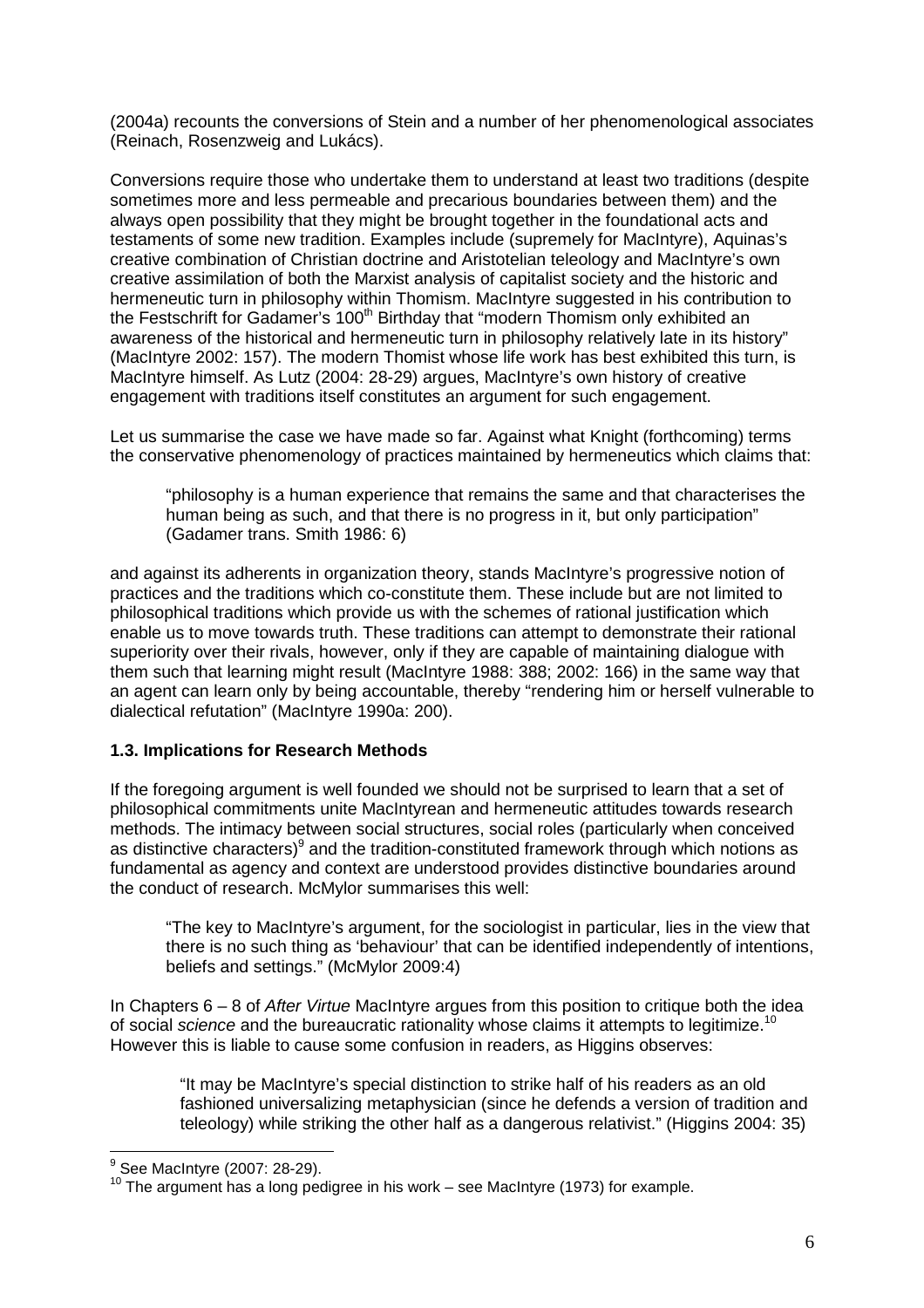(2004a) recounts the conversions of Stein and a number of her phenomenological associates (Reinach, Rosenzweig and Lukács).

Conversions require those who undertake them to understand at least two traditions (despite sometimes more and less permeable and precarious boundaries between them) and the always open possibility that they might be brought together in the foundational acts and testaments of some new tradition. Examples include (supremely for MacIntyre), Aquinas's creative combination of Christian doctrine and Aristotelian teleology and MacIntyre's own creative assimilation of both the Marxist analysis of capitalist society and the historic and hermeneutic turn in philosophy within Thomism. MacIntyre suggested in his contribution to the Festschrift for Gadamer's 100th Birthday that "modern Thomism only exhibited an awareness of the historical and hermeneutic turn in philosophy relatively late in its history" (MacIntyre 2002: 157). The modern Thomist whose life work has best exhibited this turn, is MacIntyre himself. As Lutz (2004: 28-29) argues, MacIntyre's own history of creative engagement with traditions itself constitutes an argument for such engagement.

Let us summarise the case we have made so far. Against what Knight (forthcoming) terms the conservative phenomenology of practices maintained by hermeneutics which claims that:

> "philosophy is a human experience that remains the same and that characterises the human being as such, and that there is no progress in it, but only participation" (Gadamer trans. Smith 1986: 6)

and against its adherents in organization theory, stands MacIntyre's progressive notion of practices and the traditions which co-constitute them. These include but are not limited to philosophical traditions which provide us with the schemes of rational justification which enable us to move towards truth. These traditions can attempt to demonstrate their rational superiority over their rivals, however, only if they are capable of maintaining dialogue with them such that learning might result (MacIntyre 1988: 388; 2002: 166) in the same way that an agent can learn only by being accountable, thereby "rendering him or herself vulnerable to dialectical refutation" (MacIntyre 1990a: 200).

### 1.3. Implications for Research Methods

If the foregoing argument is well founded we should not be surprised to learn that a set of philosophical commitments unite MacIntyrean and hermeneutic attitudes towards research methods. The intimacy between social structures, social roles (particularly when conceived as distinctive characters)[9] and the tradition-constituted framework through which notions as fundamental as agency and context are understood provides distinctive boundaries around the conduct of research. McMylor summarises this well:

> "The key to MacIntyre's argument, for the sociologist in particular, lies in the view that there is no such thing as 'behaviour' that can be identified independently of intentions, beliefs and settings." (McMylor 2009:4)

In Chapters 6 – 8 of *After Virtue* MacIntyre argues from this position to critique both the idea of social *science* and the bureaucratic rationality whose claims it attempts to legitimize.[10] However this is liable to cause some confusion in readers, as Higgins observes:

> "It may be MacIntyre's special distinction to strike half of his readers as an old fashioned universalizing metaphysician (since he defends a version of tradition and teleology) while striking the other half as a dangerous relativist." (Higgins 2004: 35)

---

[9] See MacIntyre (2007: 28-29).

[10] The argument has a long pedigree in his work – see MacIntyre (1973) for example.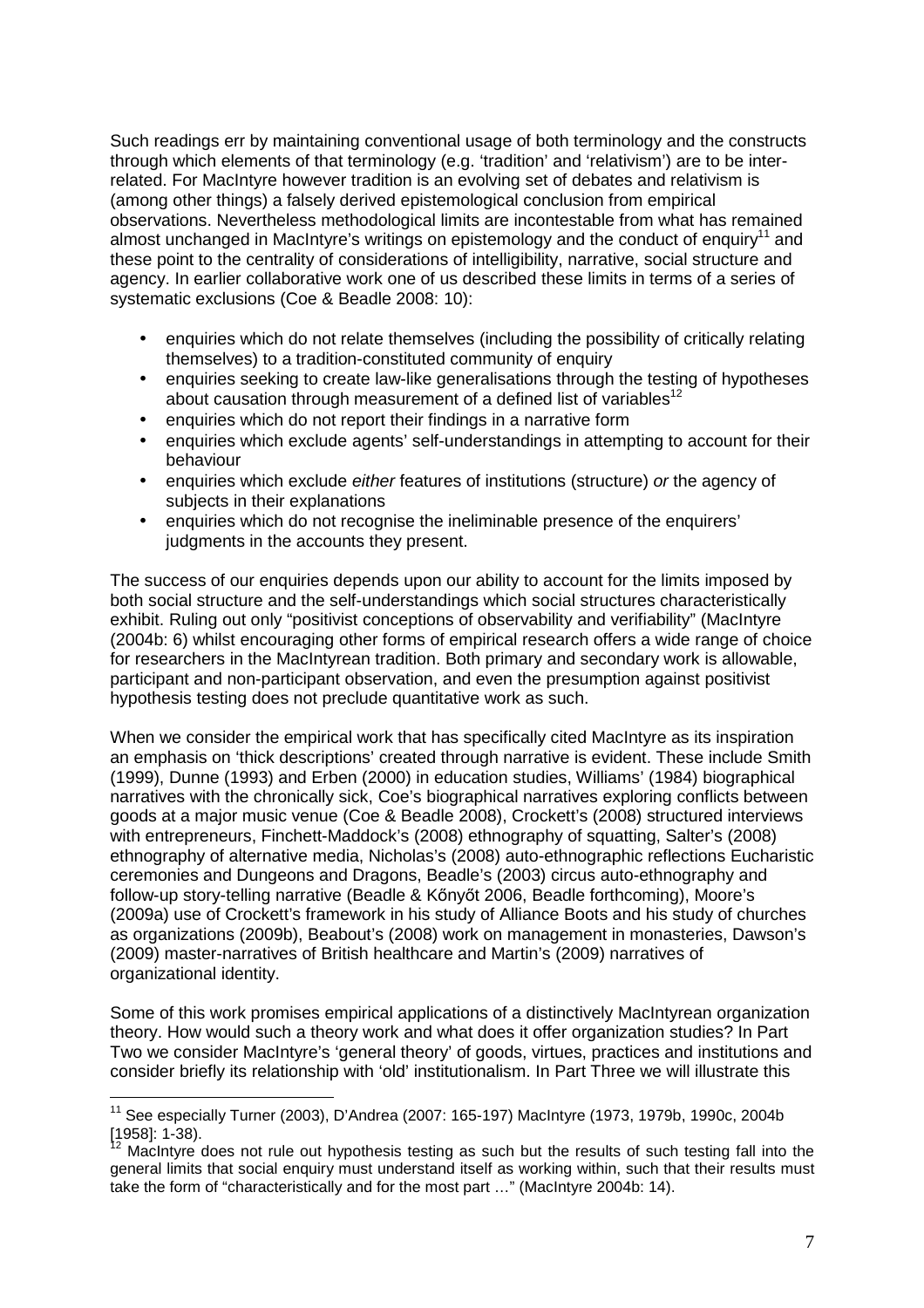Such readings err by maintaining conventional usage of both terminology and the constructs through which elements of that terminology (e.g. 'tradition' and 'relativism') are to be inter-related. For MacIntyre however tradition is an evolving set of debates and relativism is (among other things) a falsely derived epistemological conclusion from empirical observations. Nevertheless methodological limits are incontestable from what has remained almost unchanged in MacIntyre's writings on epistemology and the conduct of enquiry[11] and these point to the centrality of considerations of intelligibility, narrative, social structure and agency. In earlier collaborative work one of us described these limits in terms of a series of systematic exclusions (Coe & Beadle 2008: 10):

- enquiries which do not relate themselves (including the possibility of critically relating themselves) to a tradition-constituted community of enquiry
- enquiries seeking to create law-like generalisations through the testing of hypotheses about causation through measurement of a defined list of variables[12]
- enquiries which do not report their findings in a narrative form
- enquiries which exclude agents' self-understandings in attempting to account for their behaviour
- enquiries which exclude *either* features of institutions (structure) *or* the agency of subjects in their explanations
- enquiries which do not recognise the ineliminable presence of the enquirers' judgments in the accounts they present.

The success of our enquiries depends upon our ability to account for the limits imposed by both social structure and the self-understandings which social structures characteristically exhibit. Ruling out only "positivist conceptions of observability and verifiability" (MacIntyre (2004b: 6) whilst encouraging other forms of empirical research offers a wide range of choice for researchers in the MacIntyrean tradition. Both primary and secondary work is allowable, participant and non-participant observation, and even the presumption against positivist hypothesis testing does not preclude quantitative work as such.

When we consider the empirical work that has specifically cited MacIntyre as its inspiration an emphasis on 'thick descriptions' created through narrative is evident. These include Smith (1999), Dunne (1993) and Erben (2000) in education studies, Williams' (1984) biographical narratives with the chronically sick, Coe's biographical narratives exploring conflicts between goods at a major music venue (Coe & Beadle 2008), Crockett's (2008) structured interviews with entrepreneurs, Finchett-Maddock's (2008) ethnography of squatting, Salter's (2008) ethnography of alternative media, Nicholas's (2008) auto-ethnographic reflections Eucharistic ceremonies and Dungeons and Dragons, Beadle's (2003) circus auto-ethnography and follow-up story-telling narrative (Beadle & Kőnyőt 2006, Beadle forthcoming), Moore's (2009a) use of Crockett's framework in his study of Alliance Boots and his study of churches as organizations (2009b), Beabout's (2008) work on management in monasteries, Dawson's (2009) master-narratives of British healthcare and Martin's (2009) narratives of organizational identity.

Some of this work promises empirical applications of a distinctively MacIntyrean organization theory. How would such a theory work and what does it offer organization studies? In Part Two we consider MacIntyre's 'general theory' of goods, virtues, practices and institutions and consider briefly its relationship with 'old' institutionalism. In Part Three we will illustrate this

[11] See especially Turner (2003), D'Andrea (2007: 165-197) MacIntyre (1973, 1979b, 1990c, 2004b [1958]: 1-38).

[12] MacIntyre does not rule out hypothesis testing as such but the results of such testing fall into the general limits that social enquiry must understand itself as working within, such that their results must take the form of "characteristically and for the most part …" (MacIntyre 2004b: 14).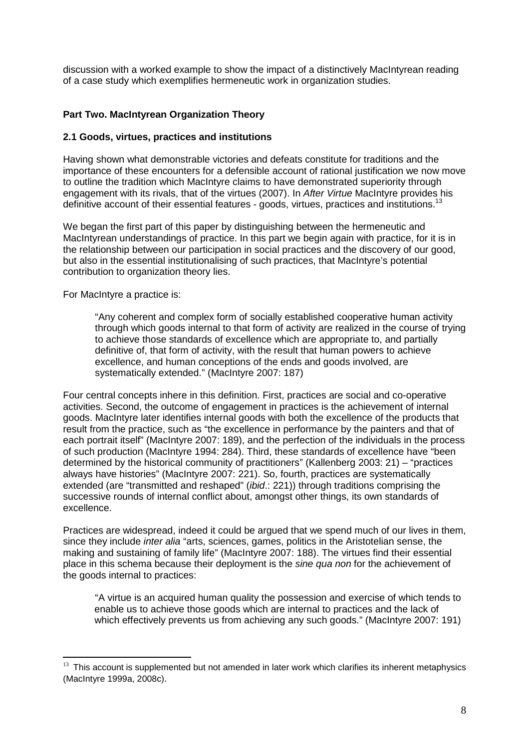discussion with a worked example to show the impact of a distinctively MacIntyrean reading of a case study which exemplifies hermeneutic work in organization studies.

## Part Two. MacIntyrean Organization Theory

### 2.1 Goods, virtues, practices and institutions

Having shown what demonstrable victories and defeats constitute for traditions and the importance of these encounters for a defensible account of rational justification we now move to outline the tradition which MacIntyre claims to have demonstrated superiority through engagement with its rivals, that of the virtues (2007). In *After Virtue* MacIntyre provides his definitive account of their essential features - goods, virtues, practices and institutions.[13]

We began the first part of this paper by distinguishing between the hermeneutic and MacIntyrean understandings of practice. In this part we begin again with practice, for it is in the relationship between our participation in social practices and the discovery of our good, but also in the essential institutionalising of such practices, that MacIntyre's potential contribution to organization theory lies.

For MacIntyre a practice is:

> "Any coherent and complex form of socially established cooperative human activity through which goods internal to that form of activity are realized in the course of trying to achieve those standards of excellence which are appropriate to, and partially definitive of, that form of activity, with the result that human powers to achieve excellence, and human conceptions of the ends and goods involved, are systematically extended." (MacIntyre 2007: 187)

Four central concepts inhere in this definition. First, practices are social and co-operative activities. Second, the outcome of engagement in practices is the achievement of internal goods. MacIntyre later identifies internal goods with both the excellence of the products that result from the practice, such as "the excellence in performance by the painters and that of each portrait itself" (MacIntyre 2007: 189), and the perfection of the individuals in the process of such production (MacIntyre 1994: 284). Third, these standards of excellence have "been determined by the historical community of practitioners" (Kallenberg 2003: 21) – "practices always have histories" (MacIntyre 2007: 221). So, fourth, practices are systematically extended (are "transmitted and reshaped" (*ibid*.: 221)) through traditions comprising the successive rounds of internal conflict about, amongst other things, its own standards of excellence.

Practices are widespread, indeed it could be argued that we spend much of our lives in them, since they include *inter alia* "arts, sciences, games, politics in the Aristotelian sense, the making and sustaining of family life" (MacIntyre 2007: 188). The virtues find their essential place in this schema because their deployment is the *sine qua non* for the achievement of the goods internal to practices:

> "A virtue is an acquired human quality the possession and exercise of which tends to enable us to achieve those goods which are internal to practices and the lack of which effectively prevents us from achieving any such goods." (MacIntyre 2007: 191)

---

[13] This account is supplemented but not amended in later work which clarifies its inherent metaphysics (MacIntyre 1999a, 2008c).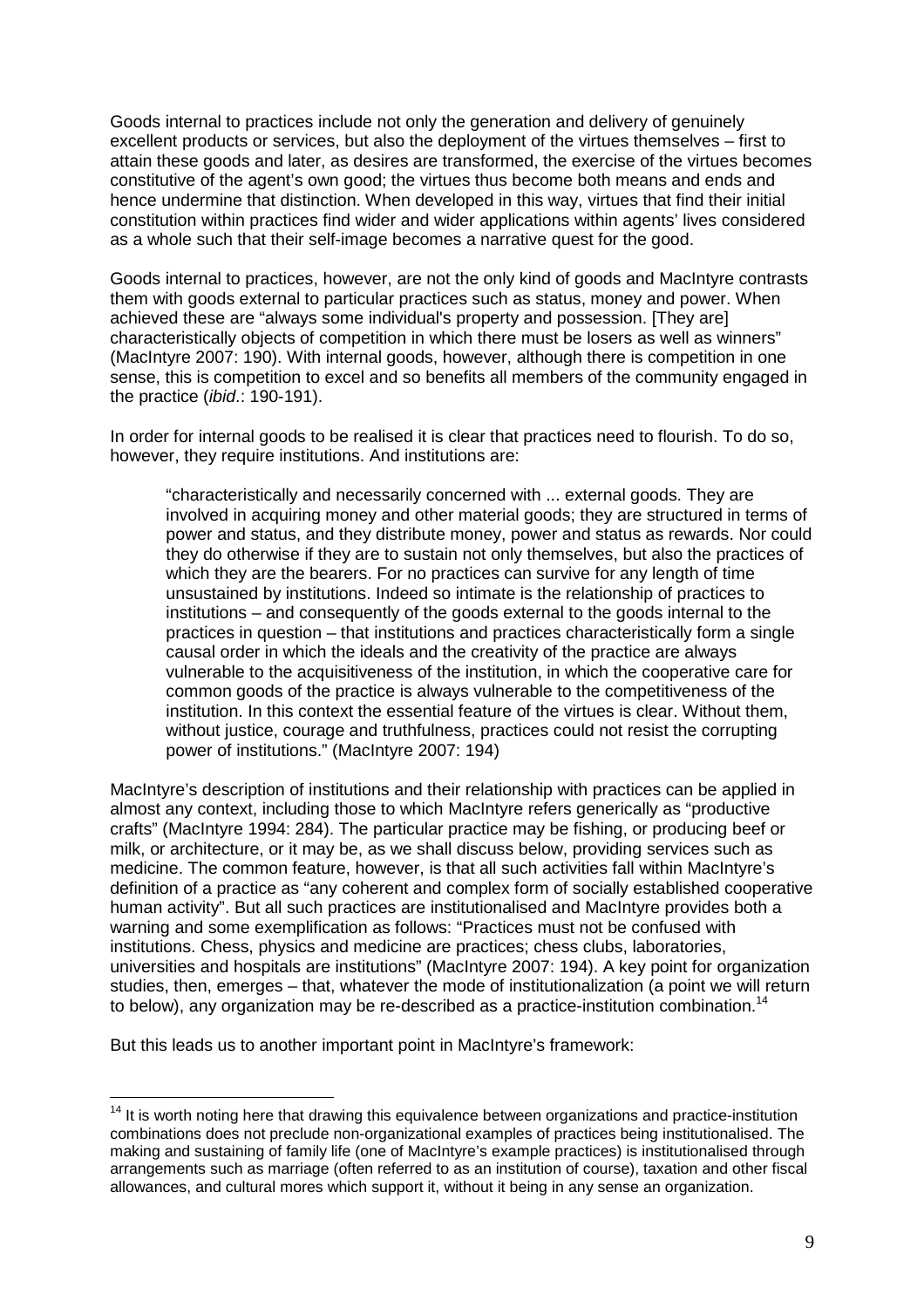Goods internal to practices include not only the generation and delivery of genuinely excellent products or services, but also the deployment of the virtues themselves – first to attain these goods and later, as desires are transformed, the exercise of the virtues becomes constitutive of the agent's own good; the virtues thus become both means and ends and hence undermine that distinction. When developed in this way, virtues that find their initial constitution within practices find wider and wider applications within agents' lives considered as a whole such that their self-image becomes a narrative quest for the good.

Goods internal to practices, however, are not the only kind of goods and MacIntyre contrasts them with goods external to particular practices such as status, money and power. When achieved these are "always some individual's property and possession. [They are] characteristically objects of competition in which there must be losers as well as winners" (MacIntyre 2007: 190). With internal goods, however, although there is competition in one sense, this is competition to excel and so benefits all members of the community engaged in the practice (*ibid*.: 190-191).

In order for internal goods to be realised it is clear that practices need to flourish. To do so, however, they require institutions. And institutions are:

> "characteristically and necessarily concerned with ... external goods. They are involved in acquiring money and other material goods; they are structured in terms of power and status, and they distribute money, power and status as rewards. Nor could they do otherwise if they are to sustain not only themselves, but also the practices of which they are the bearers. For no practices can survive for any length of time unsustained by institutions. Indeed so intimate is the relationship of practices to institutions – and consequently of the goods external to the goods internal to the practices in question – that institutions and practices characteristically form a single causal order in which the ideals and the creativity of the practice are always vulnerable to the acquisitiveness of the institution, in which the cooperative care for common goods of the practice is always vulnerable to the competitiveness of the institution. In this context the essential feature of the virtues is clear. Without them, without justice, courage and truthfulness, practices could not resist the corrupting power of institutions." (MacIntyre 2007: 194)

MacIntyre's description of institutions and their relationship with practices can be applied in almost any context, including those to which MacIntyre refers generically as "productive crafts" (MacIntyre 1994: 284). The particular practice may be fishing, or producing beef or milk, or architecture, or it may be, as we shall discuss below, providing services such as medicine. The common feature, however, is that all such activities fall within MacIntyre's definition of a practice as "any coherent and complex form of socially established cooperative human activity". But all such practices are institutionalised and MacIntyre provides both a warning and some exemplification as follows: "Practices must not be confused with institutions. Chess, physics and medicine are practices; chess clubs, laboratories, universities and hospitals are institutions" (MacIntyre 2007: 194). A key point for organization studies, then, emerges – that, whatever the mode of institutionalization (a point we will return to below), any organization may be re-described as a practice-institution combination.[14]

But this leads us to another important point in MacIntyre's framework:

[14] It is worth noting here that drawing this equivalence between organizations and practice-institution combinations does not preclude non-organizational examples of practices being institutionalised. The making and sustaining of family life (one of MacIntyre's example practices) is institutionalised through arrangements such as marriage (often referred to as an institution of course), taxation and other fiscal allowances, and cultural mores which support it, without it being in any sense an organization.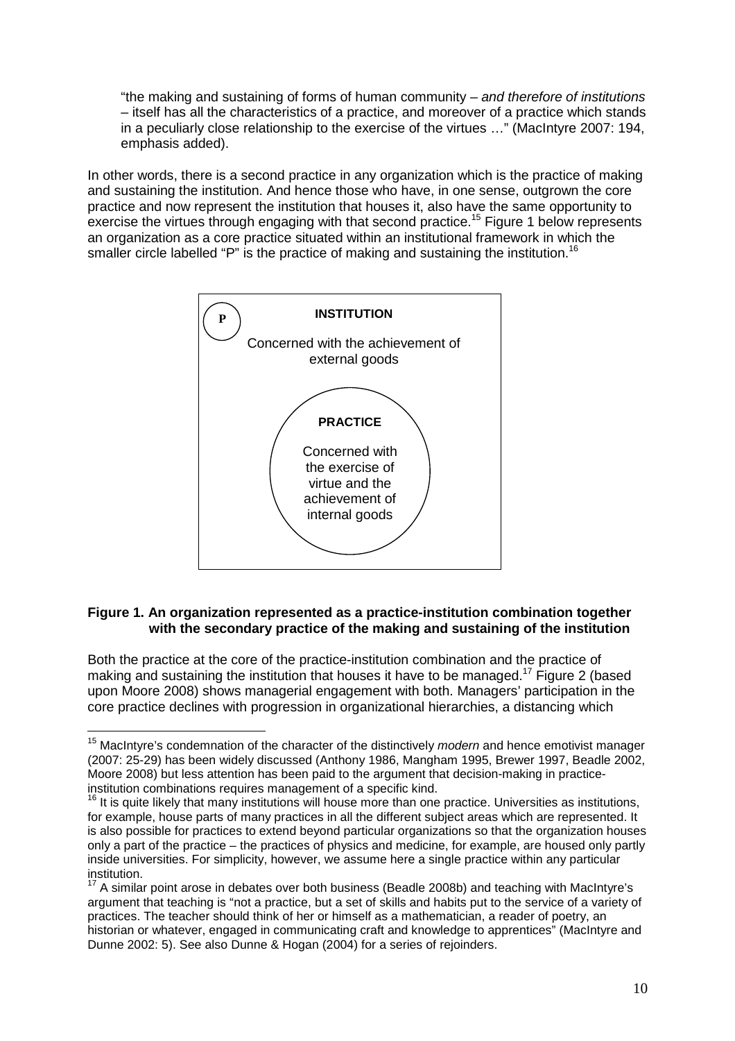> "the making and sustaining of forms of human community – *and therefore of institutions* – itself has all the characteristics of a practice, and moreover of a practice which stands in a peculiarly close relationship to the exercise of the virtues …" (MacIntyre 2007: 194, emphasis added).

In other words, there is a second practice in any organization which is the practice of making and sustaining the institution. And hence those who have, in one sense, outgrown the core practice and now represent the institution that houses it, also have the same opportunity to exercise the virtues through engaging with that second practice.[15] Figure 1 below represents an organization as a core practice situated within an institutional framework in which the smaller circle labelled "P" is the practice of making and sustaining the institution.[16]

P

**INSTITUTION**

Concerned with the achievement of external goods

**PRACTICE**

Concerned with the exercise of virtue and the achievement of internal goods

**Figure 1. An organization represented as a practice-institution combination together with the secondary practice of the making and sustaining of the institution**

Both the practice at the core of the practice-institution combination and the practice of making and sustaining the institution that houses it have to be managed.[17] Figure 2 (based upon Moore 2008) shows managerial engagement with both. Managers' participation in the core practice declines with progression in organizational hierarchies, a distancing which

---

[15] MacIntyre's condemnation of the character of the distinctively *modern* and hence emotivist manager (2007: 25-29) has been widely discussed (Anthony 1986, Mangham 1995, Brewer 1997, Beadle 2002, Moore 2008) but less attention has been paid to the argument that decision-making in practice-institution combinations requires management of a specific kind.

[16] It is quite likely that many institutions will house more than one practice. Universities as institutions, for example, house parts of many practices in all the different subject areas which are represented. It is also possible for practices to extend beyond particular organizations so that the organization houses only a part of the practice – the practices of physics and medicine, for example, are housed only partly inside universities. For simplicity, however, we assume here a single practice within any particular institution.

[17] A similar point arose in debates over both business (Beadle 2008b) and teaching with MacIntyre's argument that teaching is "not a practice, but a set of skills and habits put to the service of a variety of practices. The teacher should think of her or himself as a mathematician, a reader of poetry, an historian or whatever, engaged in communicating craft and knowledge to apprentices" (MacIntyre and Dunne 2002: 5). See also Dunne & Hogan (2004) for a series of rejoinders.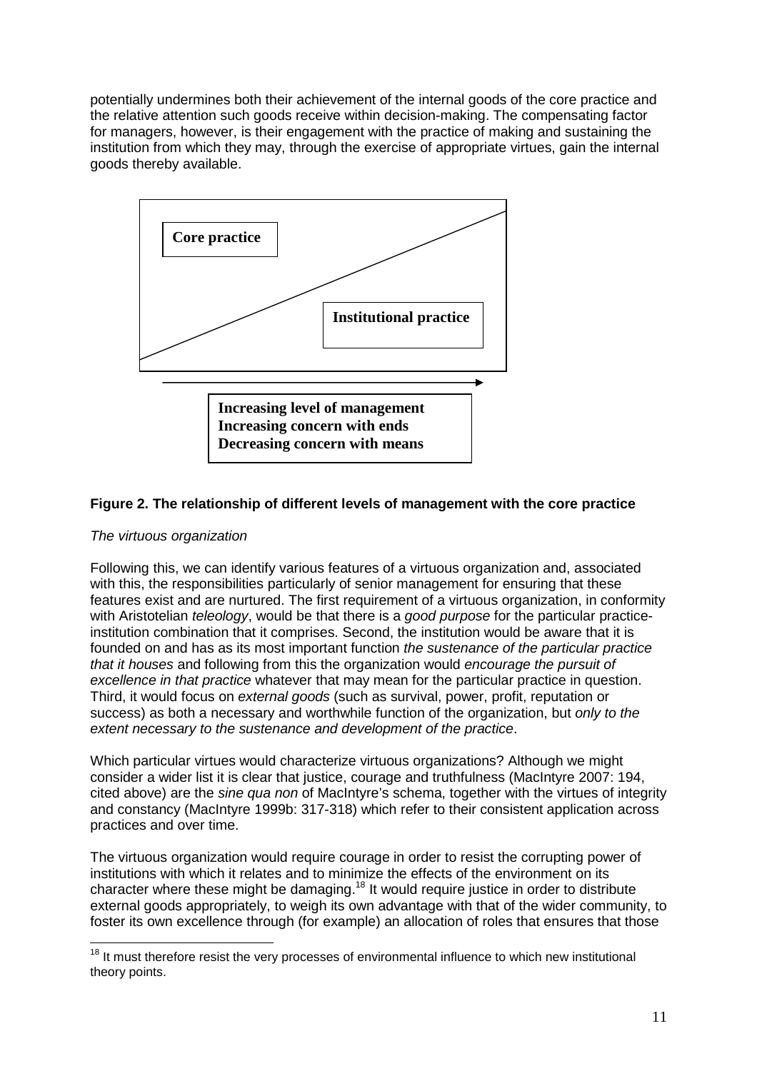potentially undermines both their achievement of the internal goods of the core practice and the relative attention such goods receive within decision-making. The compensating factor for managers, however, is their engagement with the practice of making and sustaining the institution from which they may, through the exercise of appropriate virtues, gain the internal goods thereby available.

Core practice

Institutional practice

Increasing level of management
Increasing concern with ends
Decreasing concern with means

**Figure 2. The relationship of different levels of management with the core practice**

*The virtuous organization*

Following this, we can identify various features of a virtuous organization and, associated with this, the responsibilities particularly of senior management for ensuring that these features exist and are nurtured. The first requirement of a virtuous organization, in conformity with Aristotelian *teleology*, would be that there is a *good purpose* for the particular practice-institution combination that it comprises. Second, the institution would be aware that it is founded on and has as its most important function *the sustenance of the particular practice that it houses* and following from this the organization would *encourage the pursuit of excellence in that practice* whatever that may mean for the particular practice in question. Third, it would focus on *external goods* (such as survival, power, profit, reputation or success) as both a necessary and worthwhile function of the organization, but *only to the extent necessary to the sustenance and development of the practice*.

Which particular virtues would characterize virtuous organizations? Although we might consider a wider list it is clear that justice, courage and truthfulness (MacIntyre 2007: 194, cited above) are the *sine qua non* of MacIntyre's schema, together with the virtues of integrity and constancy (MacIntyre 1999b: 317-318) which refer to their consistent application across practices and over time.

The virtuous organization would require courage in order to resist the corrupting power of institutions with which it relates and to minimize the effects of the environment on its character where these might be damaging.[18] It would require justice in order to distribute external goods appropriately, to weigh its own advantage with that of the wider community, to foster its own excellence through (for example) an allocation of roles that ensures that those

[18] It must therefore resist the very processes of environmental influence to which new institutional theory points.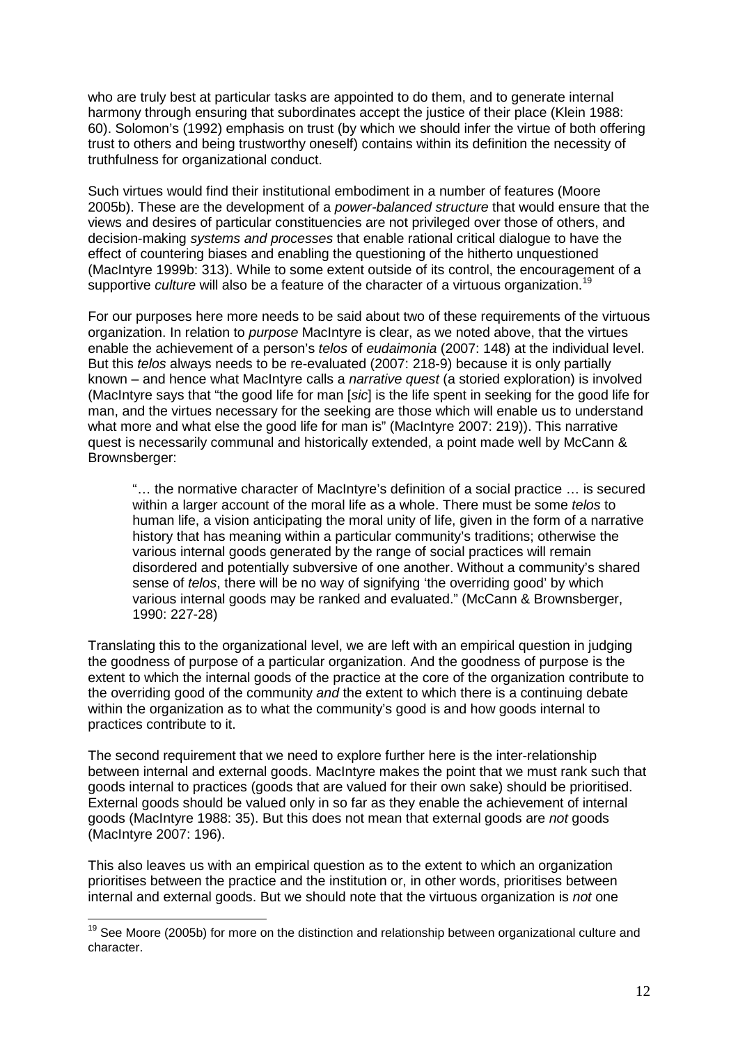who are truly best at particular tasks are appointed to do them, and to generate internal harmony through ensuring that subordinates accept the justice of their place (Klein 1988: 60). Solomon's (1992) emphasis on trust (by which we should infer the virtue of both offering trust to others and being trustworthy oneself) contains within its definition the necessity of truthfulness for organizational conduct.

Such virtues would find their institutional embodiment in a number of features (Moore 2005b). These are the development of a *power-balanced structure* that would ensure that the views and desires of particular constituencies are not privileged over those of others, and decision-making *systems and processes* that enable rational critical dialogue to have the effect of countering biases and enabling the questioning of the hitherto unquestioned (MacIntyre 1999b: 313). While to some extent outside of its control, the encouragement of a supportive *culture* will also be a feature of the character of a virtuous organization.[19]

For our purposes here more needs to be said about two of these requirements of the virtuous organization. In relation to *purpose* MacIntyre is clear, as we noted above, that the virtues enable the achievement of a person's *telos* of *eudaimonia* (2007: 148) at the individual level. But this *telos* always needs to be re-evaluated (2007: 218-9) because it is only partially known – and hence what MacIntyre calls a *narrative quest* (a storied exploration) is involved (MacIntyre says that "the good life for man [*sic*] is the life spent in seeking for the good life for man, and the virtues necessary for the seeking are those which will enable us to understand what more and what else the good life for man is" (MacIntyre 2007: 219)). This narrative quest is necessarily communal and historically extended, a point made well by McCann & Brownsberger:

> "… the normative character of MacIntyre's definition of a social practice … is secured within a larger account of the moral life as a whole. There must be some *telos* to human life, a vision anticipating the moral unity of life, given in the form of a narrative history that has meaning within a particular community's traditions; otherwise the various internal goods generated by the range of social practices will remain disordered and potentially subversive of one another. Without a community's shared sense of *telos*, there will be no way of signifying 'the overriding good' by which various internal goods may be ranked and evaluated." (McCann & Brownsberger, 1990: 227-28)

Translating this to the organizational level, we are left with an empirical question in judging the goodness of purpose of a particular organization. And the goodness of purpose is the extent to which the internal goods of the practice at the core of the organization contribute to the overriding good of the community *and* the extent to which there is a continuing debate within the organization as to what the community's good is and how goods internal to practices contribute to it.

The second requirement that we need to explore further here is the inter-relationship between internal and external goods. MacIntyre makes the point that we must rank such that goods internal to practices (goods that are valued for their own sake) should be prioritised. External goods should be valued only in so far as they enable the achievement of internal goods (MacIntyre 1988: 35). But this does not mean that external goods are *not* goods (MacIntyre 2007: 196).

This also leaves us with an empirical question as to the extent to which an organization prioritises between the practice and the institution or, in other words, prioritises between internal and external goods. But we should note that the virtuous organization is *not* one

[19] See Moore (2005b) for more on the distinction and relationship between organizational culture and character.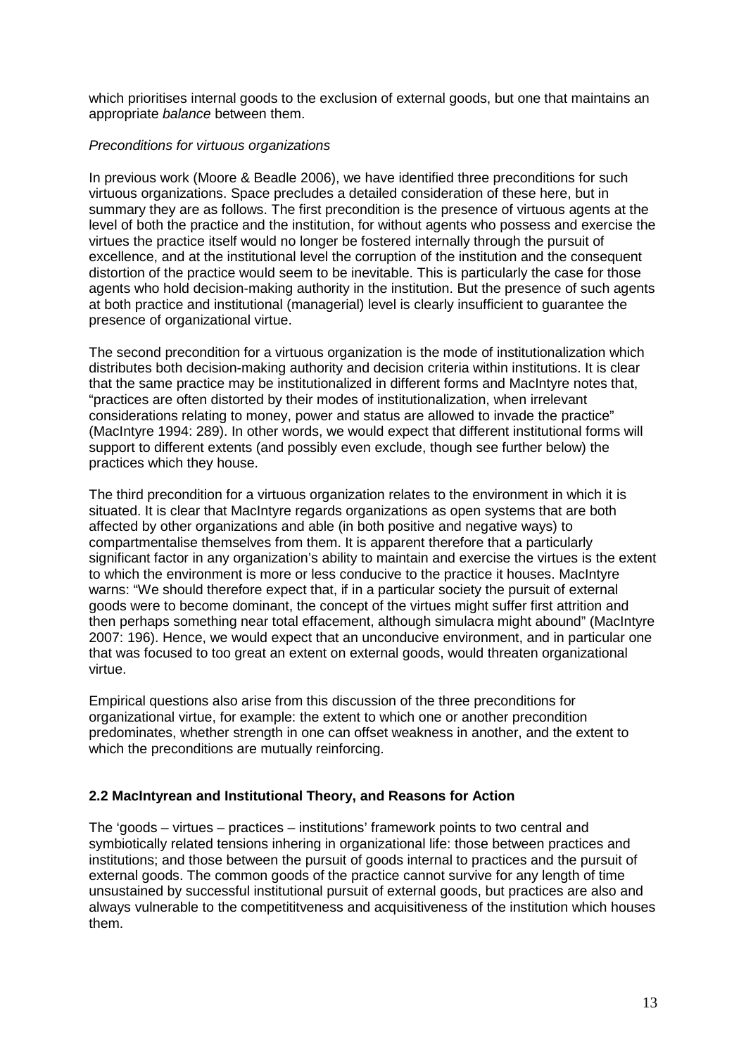which prioritises internal goods to the exclusion of external goods, but one that maintains an appropriate *balance* between them.

*Preconditions for virtuous organizations*

In previous work (Moore & Beadle 2006), we have identified three preconditions for such virtuous organizations. Space precludes a detailed consideration of these here, but in summary they are as follows. The first precondition is the presence of virtuous agents at the level of both the practice and the institution, for without agents who possess and exercise the virtues the practice itself would no longer be fostered internally through the pursuit of excellence, and at the institutional level the corruption of the institution and the consequent distortion of the practice would seem to be inevitable. This is particularly the case for those agents who hold decision-making authority in the institution. But the presence of such agents at both practice and institutional (managerial) level is clearly insufficient to guarantee the presence of organizational virtue.

The second precondition for a virtuous organization is the mode of institutionalization which distributes both decision-making authority and decision criteria within institutions. It is clear that the same practice may be institutionalized in different forms and MacIntyre notes that, "practices are often distorted by their modes of institutionalization, when irrelevant considerations relating to money, power and status are allowed to invade the practice" (MacIntyre 1994: 289). In other words, we would expect that different institutional forms will support to different extents (and possibly even exclude, though see further below) the practices which they house.

The third precondition for a virtuous organization relates to the environment in which it is situated. It is clear that MacIntyre regards organizations as open systems that are both affected by other organizations and able (in both positive and negative ways) to compartmentalise themselves from them. It is apparent therefore that a particularly significant factor in any organization's ability to maintain and exercise the virtues is the extent to which the environment is more or less conducive to the practice it houses. MacIntyre warns: "We should therefore expect that, if in a particular society the pursuit of external goods were to become dominant, the concept of the virtues might suffer first attrition and then perhaps something near total effacement, although simulacra might abound" (MacIntyre 2007: 196). Hence, we would expect that an unconducive environment, and in particular one that was focused to too great an extent on external goods, would threaten organizational virtue.

Empirical questions also arise from this discussion of the three preconditions for organizational virtue, for example: the extent to which one or another precondition predominates, whether strength in one can offset weakness in another, and the extent to which the preconditions are mutually reinforcing.

## 2.2 MacIntyrean and Institutional Theory, and Reasons for Action

The 'goods – virtues – practices – institutions' framework points to two central and symbiotically related tensions inhering in organizational life: those between practices and institutions; and those between the pursuit of goods internal to practices and the pursuit of external goods. The common goods of the practice cannot survive for any length of time unsustained by successful institutional pursuit of external goods, but practices are also and always vulnerable to the competititveness and acquisitiveness of the institution which houses them.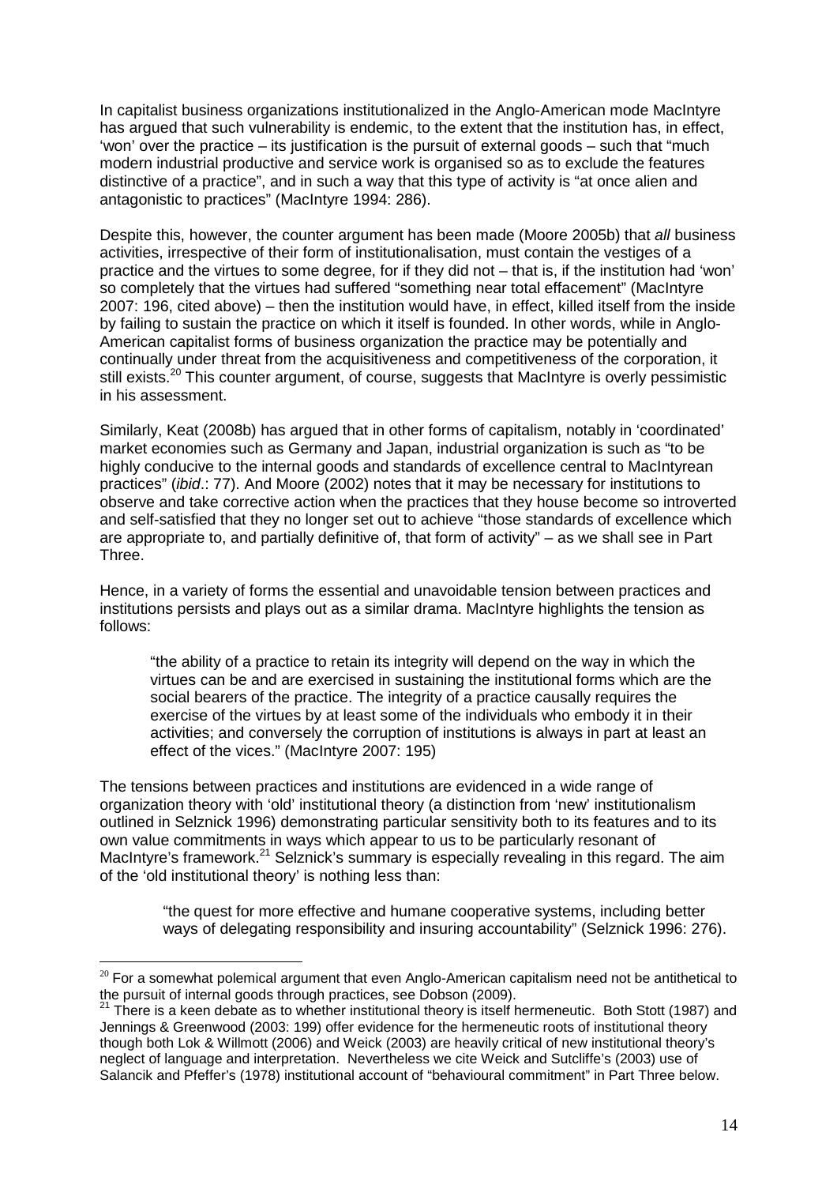In capitalist business organizations institutionalized in the Anglo-American mode MacIntyre has argued that such vulnerability is endemic, to the extent that the institution has, in effect, 'won' over the practice – its justification is the pursuit of external goods – such that "much modern industrial productive and service work is organised so as to exclude the features distinctive of a practice", and in such a way that this type of activity is "at once alien and antagonistic to practices" (MacIntyre 1994: 286).

Despite this, however, the counter argument has been made (Moore 2005b) that *all* business activities, irrespective of their form of institutionalisation, must contain the vestiges of a practice and the virtues to some degree, for if they did not – that is, if the institution had 'won' so completely that the virtues had suffered "something near total effacement" (MacIntyre 2007: 196, cited above) – then the institution would have, in effect, killed itself from the inside by failing to sustain the practice on which it itself is founded. In other words, while in Anglo-American capitalist forms of business organization the practice may be potentially and continually under threat from the acquisitiveness and competitiveness of the corporation, it still exists.[20] This counter argument, of course, suggests that MacIntyre is overly pessimistic in his assessment.

Similarly, Keat (2008b) has argued that in other forms of capitalism, notably in 'coordinated' market economies such as Germany and Japan, industrial organization is such as "to be highly conducive to the internal goods and standards of excellence central to MacIntyrean practices" (*ibid*.: 77). And Moore (2002) notes that it may be necessary for institutions to observe and take corrective action when the practices that they house become so introverted and self-satisfied that they no longer set out to achieve "those standards of excellence which are appropriate to, and partially definitive of, that form of activity" – as we shall see in Part Three.

Hence, in a variety of forms the essential and unavoidable tension between practices and institutions persists and plays out as a similar drama. MacIntyre highlights the tension as follows:

> "the ability of a practice to retain its integrity will depend on the way in which the virtues can be and are exercised in sustaining the institutional forms which are the social bearers of the practice. The integrity of a practice causally requires the exercise of the virtues by at least some of the individuals who embody it in their activities; and conversely the corruption of institutions is always in part at least an effect of the vices." (MacIntyre 2007: 195)

The tensions between practices and institutions are evidenced in a wide range of organization theory with 'old' institutional theory (a distinction from 'new' institutionalism outlined in Selznick 1996) demonstrating particular sensitivity both to its features and to its own value commitments in ways which appear to us to be particularly resonant of MacIntyre's framework.[21] Selznick's summary is especially revealing in this regard. The aim of the 'old institutional theory' is nothing less than:

> "the quest for more effective and humane cooperative systems, including better ways of delegating responsibility and insuring accountability" (Selznick 1996: 276).

---

[20] For a somewhat polemical argument that even Anglo-American capitalism need not be antithetical to the pursuit of internal goods through practices, see Dobson (2009).

[21] There is a keen debate as to whether institutional theory is itself hermeneutic. Both Stott (1987) and Jennings & Greenwood (2003: 199) offer evidence for the hermeneutic roots of institutional theory though both Lok & Willmott (2006) and Weick (2003) are heavily critical of new institutional theory's neglect of language and interpretation. Nevertheless we cite Weick and Sutcliffe's (2003) use of Salancik and Pfeffer's (1978) institutional account of "behavioural commitment" in Part Three below.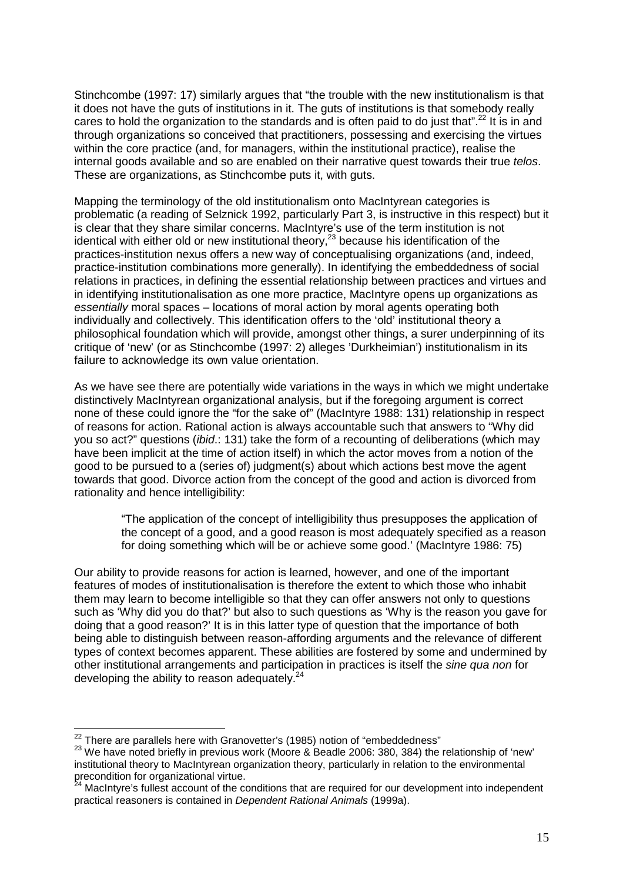Stinchcombe (1997: 17) similarly argues that "the trouble with the new institutionalism is that it does not have the guts of institutions in it. The guts of institutions is that somebody really cares to hold the organization to the standards and is often paid to do just that".[22] It is in and through organizations so conceived that practitioners, possessing and exercising the virtues within the core practice (and, for managers, within the institutional practice), realise the internal goods available and so are enabled on their narrative quest towards their true *telos*. These are organizations, as Stinchcombe puts it, with guts.

Mapping the terminology of the old institutionalism onto MacIntyrean categories is problematic (a reading of Selznick 1992, particularly Part 3, is instructive in this respect) but it is clear that they share similar concerns. MacIntyre's use of the term institution is not identical with either old or new institutional theory,[23] because his identification of the practices-institution nexus offers a new way of conceptualising organizations (and, indeed, practice-institution combinations more generally). In identifying the embeddedness of social relations in practices, in defining the essential relationship between practices and virtues and in identifying institutionalisation as one more practice, MacIntyre opens up organizations as *essentially* moral spaces – locations of moral action by moral agents operating both individually and collectively. This identification offers to the 'old' institutional theory a philosophical foundation which will provide, amongst other things, a surer underpinning of its critique of 'new' (or as Stinchcombe (1997: 2) alleges 'Durkheimian') institutionalism in its failure to acknowledge its own value orientation.

As we have see there are potentially wide variations in the ways in which we might undertake distinctively MacIntyrean organizational analysis, but if the foregoing argument is correct none of these could ignore the "for the sake of" (MacIntyre 1988: 131) relationship in respect of reasons for action. Rational action is always accountable such that answers to "Why did you so act?" questions (*ibid*.: 131) take the form of a recounting of deliberations (which may have been implicit at the time of action itself) in which the actor moves from a notion of the good to be pursued to a (series of) judgment(s) about which actions best move the agent towards that good. Divorce action from the concept of the good and action is divorced from rationality and hence intelligibility:

> "The application of the concept of intelligibility thus presupposes the application of the concept of a good, and a good reason is most adequately specified as a reason for doing something which will be or achieve some good.' (MacIntyre 1986: 75)

Our ability to provide reasons for action is learned, however, and one of the important features of modes of institutionalisation is therefore the extent to which those who inhabit them may learn to become intelligible so that they can offer answers not only to questions such as 'Why did you do that?' but also to such questions as 'Why is the reason you gave for doing that a good reason?' It is in this latter type of question that the importance of both being able to distinguish between reason-affording arguments and the relevance of different types of context becomes apparent. These abilities are fostered by some and undermined by other institutional arrangements and participation in practices is itself the *sine qua non* for developing the ability to reason adequately.[24]

---

[22] There are parallels here with Granovetter's (1985) notion of "embeddedness"

[23] We have noted briefly in previous work (Moore & Beadle 2006: 380, 384) the relationship of 'new' institutional theory to MacIntyrean organization theory, particularly in relation to the environmental precondition for organizational virtue.

[24] MacIntyre's fullest account of the conditions that are required for our development into independent practical reasoners is contained in *Dependent Rational Animals* (1999a).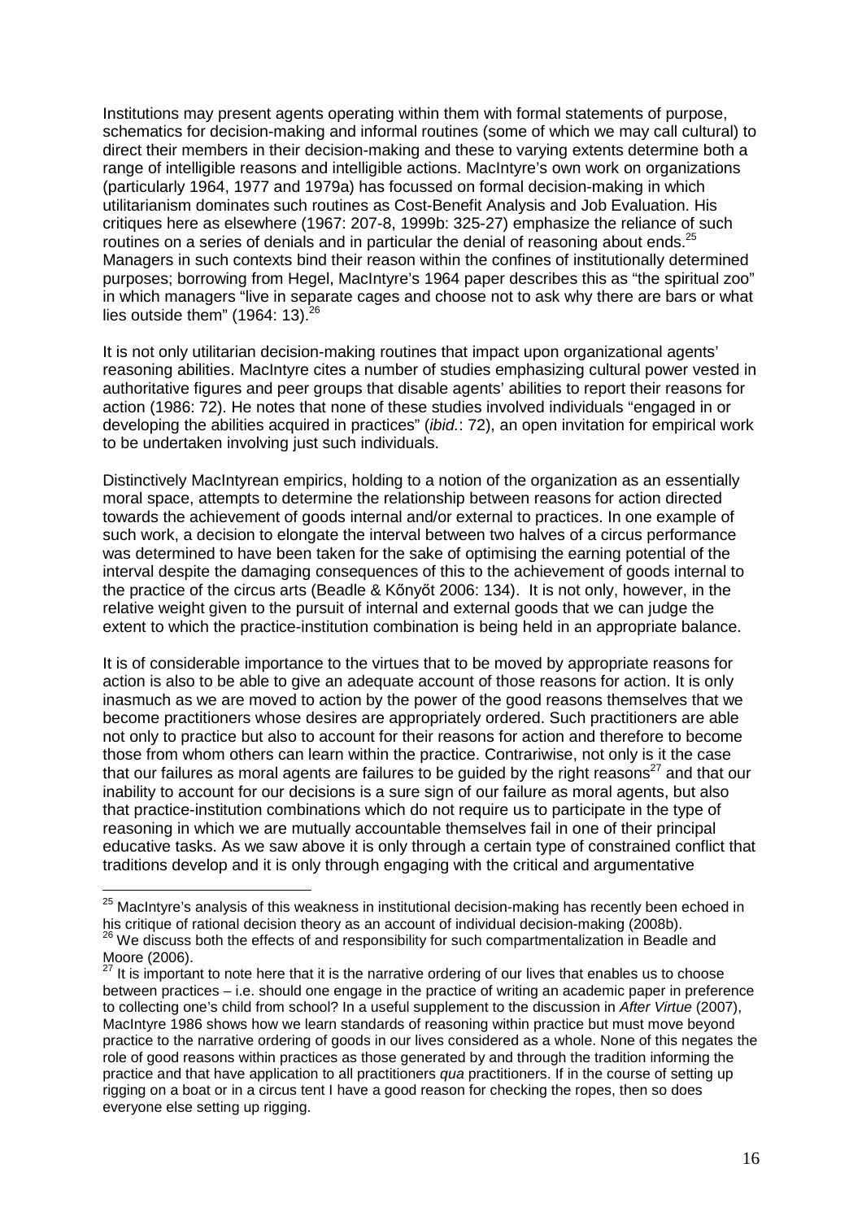Institutions may present agents operating within them with formal statements of purpose, schematics for decision-making and informal routines (some of which we may call cultural) to direct their members in their decision-making and these to varying extents determine both a range of intelligible reasons and intelligible actions. MacIntyre's own work on organizations (particularly 1964, 1977 and 1979a) has focussed on formal decision-making in which utilitarianism dominates such routines as Cost-Benefit Analysis and Job Evaluation. His critiques here as elsewhere (1967: 207-8, 1999b: 325-27) emphasize the reliance of such routines on a series of denials and in particular the denial of reasoning about ends.[25] Managers in such contexts bind their reason within the confines of institutionally determined purposes; borrowing from Hegel, MacIntyre's 1964 paper describes this as "the spiritual zoo" in which managers "live in separate cages and choose not to ask why there are bars or what lies outside them" (1964: 13).[26]

It is not only utilitarian decision-making routines that impact upon organizational agents' reasoning abilities. MacIntyre cites a number of studies emphasizing cultural power vested in authoritative figures and peer groups that disable agents' abilities to report their reasons for action (1986: 72). He notes that none of these studies involved individuals "engaged in or developing the abilities acquired in practices" (*ibid.*: 72), an open invitation for empirical work to be undertaken involving just such individuals.

Distinctively MacIntyrean empirics, holding to a notion of the organization as an essentially moral space, attempts to determine the relationship between reasons for action directed towards the achievement of goods internal and/or external to practices. In one example of such work, a decision to elongate the interval between two halves of a circus performance was determined to have been taken for the sake of optimising the earning potential of the interval despite the damaging consequences of this to the achievement of goods internal to the practice of the circus arts (Beadle & Kőnyőt 2006: 134). It is not only, however, in the relative weight given to the pursuit of internal and external goods that we can judge the extent to which the practice-institution combination is being held in an appropriate balance.

It is of considerable importance to the virtues that to be moved by appropriate reasons for action is also to be able to give an adequate account of those reasons for action. It is only inasmuch as we are moved to action by the power of the good reasons themselves that we become practitioners whose desires are appropriately ordered. Such practitioners are able not only to practice but also to account for their reasons for action and therefore to become those from whom others can learn within the practice. Contrariwise, not only is it the case that our failures as moral agents are failures to be guided by the right reasons[27] and that our inability to account for our decisions is a sure sign of our failure as moral agents, but also that practice-institution combinations which do not require us to participate in the type of reasoning in which we are mutually accountable themselves fail in one of their principal educative tasks. As we saw above it is only through a certain type of constrained conflict that traditions develop and it is only through engaging with the critical and argumentative

---

[25] MacIntyre's analysis of this weakness in institutional decision-making has recently been echoed in his critique of rational decision theory as an account of individual decision-making (2008b).

[26] We discuss both the effects of and responsibility for such compartmentalization in Beadle and Moore (2006).

[27] It is important to note here that it is the narrative ordering of our lives that enables us to choose between practices – i.e. should one engage in the practice of writing an academic paper in preference to collecting one's child from school? In a useful supplement to the discussion in *After Virtue* (2007), MacIntyre 1986 shows how we learn standards of reasoning within practice but must move beyond practice to the narrative ordering of goods in our lives considered as a whole. None of this negates the role of good reasons within practices as those generated by and through the tradition informing the practice and that have application to all practitioners *qua* practitioners. If in the course of setting up rigging on a boat or in a circus tent I have a good reason for checking the ropes, then so does everyone else setting up rigging.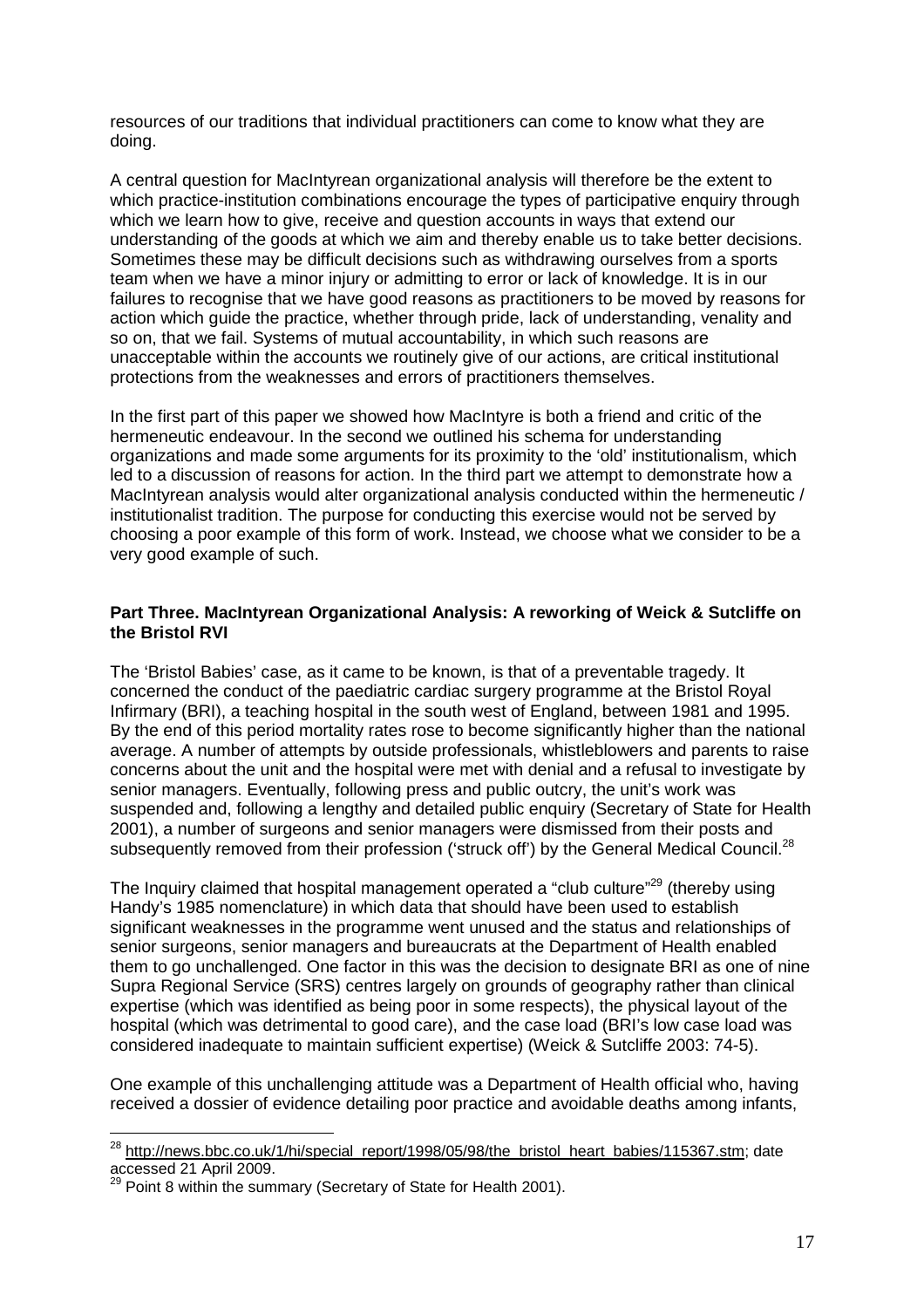resources of our traditions that individual practitioners can come to know what they are doing.

A central question for MacIntyrean organizational analysis will therefore be the extent to which practice-institution combinations encourage the types of participative enquiry through which we learn how to give, receive and question accounts in ways that extend our understanding of the goods at which we aim and thereby enable us to take better decisions. Sometimes these may be difficult decisions such as withdrawing ourselves from a sports team when we have a minor injury or admitting to error or lack of knowledge. It is in our failures to recognise that we have good reasons as practitioners to be moved by reasons for action which guide the practice, whether through pride, lack of understanding, venality and so on, that we fail. Systems of mutual accountability, in which such reasons are unacceptable within the accounts we routinely give of our actions, are critical institutional protections from the weaknesses and errors of practitioners themselves.

In the first part of this paper we showed how MacIntyre is both a friend and critic of the hermeneutic endeavour. In the second we outlined his schema for understanding organizations and made some arguments for its proximity to the 'old' institutionalism, which led to a discussion of reasons for action. In the third part we attempt to demonstrate how a MacIntyrean analysis would alter organizational analysis conducted within the hermeneutic / institutionalist tradition. The purpose for conducting this exercise would not be served by choosing a poor example of this form of work. Instead, we choose what we consider to be a very good example of such.

**Part Three. MacIntyrean Organizational Analysis: A reworking of Weick & Sutcliffe on the Bristol RVI**

The 'Bristol Babies' case, as it came to be known, is that of a preventable tragedy. It concerned the conduct of the paediatric cardiac surgery programme at the Bristol Royal Infirmary (BRI), a teaching hospital in the south west of England, between 1981 and 1995. By the end of this period mortality rates rose to become significantly higher than the national average. A number of attempts by outside professionals, whistleblowers and parents to raise concerns about the unit and the hospital were met with denial and a refusal to investigate by senior managers. Eventually, following press and public outcry, the unit's work was suspended and, following a lengthy and detailed public enquiry (Secretary of State for Health 2001), a number of surgeons and senior managers were dismissed from their posts and subsequently removed from their profession ('struck off') by the General Medical Council.[28]

The Inquiry claimed that hospital management operated a "club culture"[29] (thereby using Handy's 1985 nomenclature) in which data that should have been used to establish significant weaknesses in the programme went unused and the status and relationships of senior surgeons, senior managers and bureaucrats at the Department of Health enabled them to go unchallenged. One factor in this was the decision to designate BRI as one of nine Supra Regional Service (SRS) centres largely on grounds of geography rather than clinical expertise (which was identified as being poor in some respects), the physical layout of the hospital (which was detrimental to good care), and the case load (BRI's low case load was considered inadequate to maintain sufficient expertise) (Weick & Sutcliffe 2003: 74-5).

One example of this unchallenging attitude was a Department of Health official who, having received a dossier of evidence detailing poor practice and avoidable deaths among infants,

[28] http://news.bbc.co.uk/1/hi/special_report/1998/05/98/the_bristol_heart_babies/115367.stm; date accessed 21 April 2009.

[29] Point 8 within the summary (Secretary of State for Health 2001).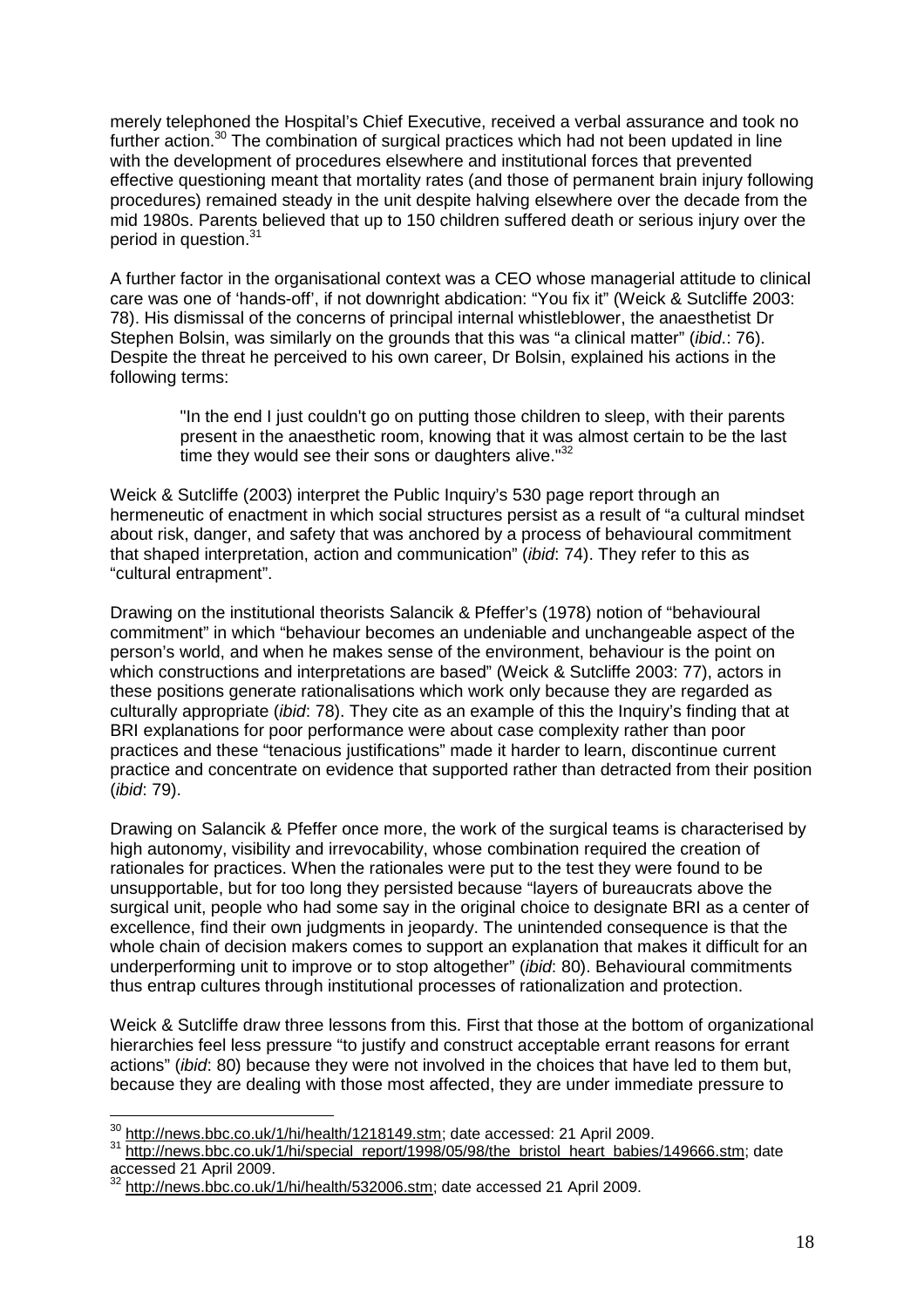merely telephoned the Hospital's Chief Executive, received a verbal assurance and took no further action.[30] The combination of surgical practices which had not been updated in line with the development of procedures elsewhere and institutional forces that prevented effective questioning meant that mortality rates (and those of permanent brain injury following procedures) remained steady in the unit despite halving elsewhere over the decade from the mid 1980s. Parents believed that up to 150 children suffered death or serious injury over the period in question.[31]

A further factor in the organisational context was a CEO whose managerial attitude to clinical care was one of 'hands-off', if not downright abdication: "You fix it" (Weick & Sutcliffe 2003: 78). His dismissal of the concerns of principal internal whistleblower, the anaesthetist Dr Stephen Bolsin, was similarly on the grounds that this was "a clinical matter" (*ibid*.: 76). Despite the threat he perceived to his own career, Dr Bolsin, explained his actions in the following terms:

> "In the end I just couldn't go on putting those children to sleep, with their parents present in the anaesthetic room, knowing that it was almost certain to be the last time they would see their sons or daughters alive."[32]

Weick & Sutcliffe (2003) interpret the Public Inquiry's 530 page report through an hermeneutic of enactment in which social structures persist as a result of "a cultural mindset about risk, danger, and safety that was anchored by a process of behavioural commitment that shaped interpretation, action and communication" (*ibid*: 74). They refer to this as "cultural entrapment".

Drawing on the institutional theorists Salancik & Pfeffer's (1978) notion of "behavioural commitment" in which "behaviour becomes an undeniable and unchangeable aspect of the person's world, and when he makes sense of the environment, behaviour is the point on which constructions and interpretations are based" (Weick & Sutcliffe 2003: 77), actors in these positions generate rationalisations which work only because they are regarded as culturally appropriate (*ibid*: 78). They cite as an example of this the Inquiry's finding that at BRI explanations for poor performance were about case complexity rather than poor practices and these "tenacious justifications" made it harder to learn, discontinue current practice and concentrate on evidence that supported rather than detracted from their position (*ibid*: 79).

Drawing on Salancik & Pfeffer once more, the work of the surgical teams is characterised by high autonomy, visibility and irrevocability, whose combination required the creation of rationales for practices. When the rationales were put to the test they were found to be unsupportable, but for too long they persisted because "layers of bureaucrats above the surgical unit, people who had some say in the original choice to designate BRI as a center of excellence, find their own judgments in jeopardy. The unintended consequence is that the whole chain of decision makers comes to support an explanation that makes it difficult for an underperforming unit to improve or to stop altogether" (*ibid*: 80). Behavioural commitments thus entrap cultures through institutional processes of rationalization and protection.

Weick & Sutcliffe draw three lessons from this. First that those at the bottom of organizational hierarchies feel less pressure "to justify and construct acceptable errant reasons for errant actions" (*ibid*: 80) because they were not involved in the choices that have led to them but, because they are dealing with those most affected, they are under immediate pressure to

---

[30] http://news.bbc.co.uk/1/hi/health/1218149.stm; date accessed: 21 April 2009.

[31] http://news.bbc.co.uk/1/hi/special_report/1998/05/98/the_bristol_heart_babies/149666.stm; date accessed 21 April 2009.

[32] http://news.bbc.co.uk/1/hi/health/532006.stm; date accessed 21 April 2009.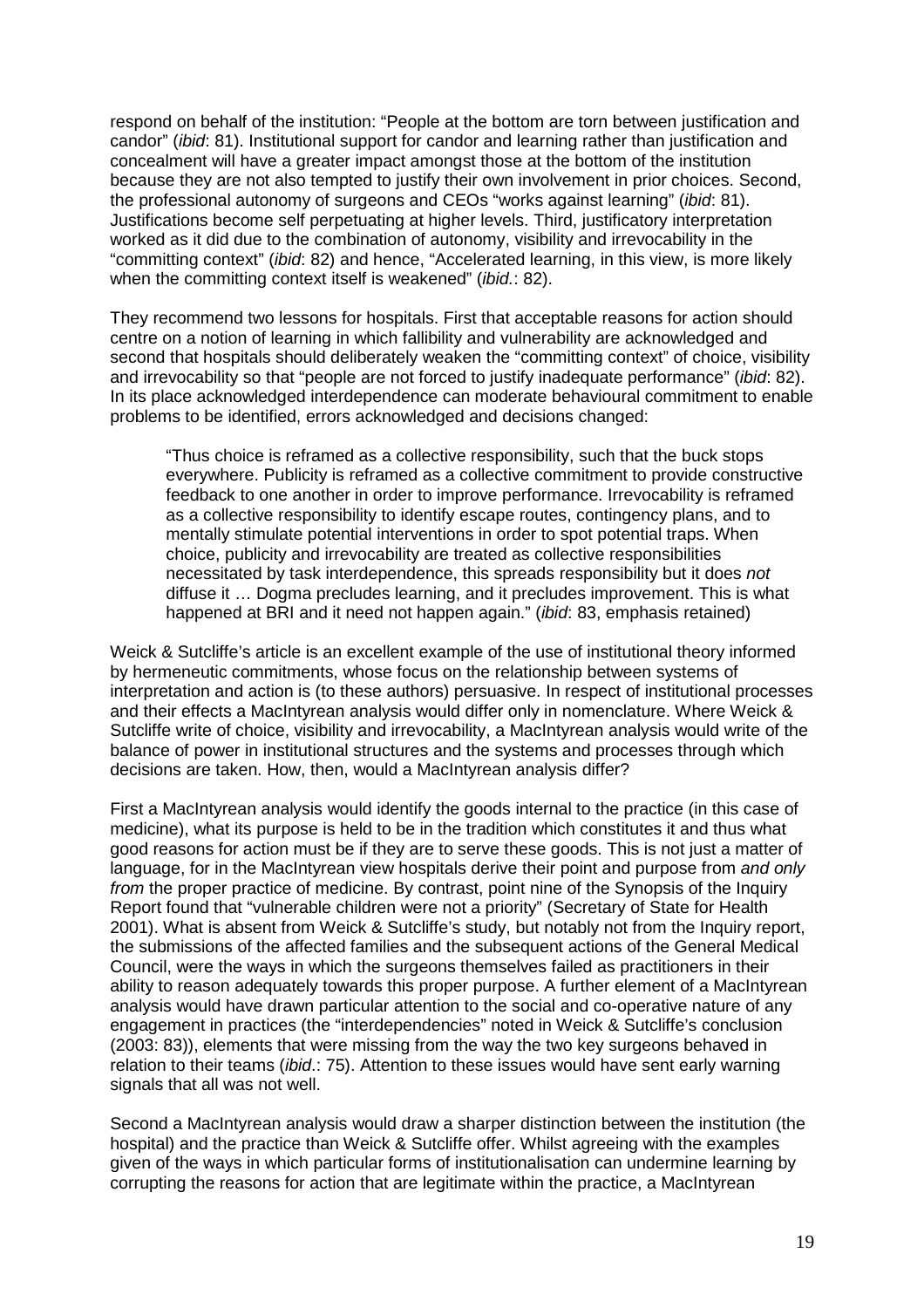respond on behalf of the institution: "People at the bottom are torn between justification and candor" (*ibid*: 81). Institutional support for candor and learning rather than justification and concealment will have a greater impact amongst those at the bottom of the institution because they are not also tempted to justify their own involvement in prior choices. Second, the professional autonomy of surgeons and CEOs "works against learning" (*ibid*: 81). Justifications become self perpetuating at higher levels. Third, justificatory interpretation worked as it did due to the combination of autonomy, visibility and irrevocability in the "committing context" (*ibid*: 82) and hence, "Accelerated learning, in this view, is more likely when the committing context itself is weakened" (*ibid.*: 82).

They recommend two lessons for hospitals. First that acceptable reasons for action should centre on a notion of learning in which fallibility and vulnerability are acknowledged and second that hospitals should deliberately weaken the "committing context" of choice, visibility and irrevocability so that "people are not forced to justify inadequate performance" (*ibid*: 82). In its place acknowledged interdependence can moderate behavioural commitment to enable problems to be identified, errors acknowledged and decisions changed:

> "Thus choice is reframed as a collective responsibility, such that the buck stops everywhere. Publicity is reframed as a collective commitment to provide constructive feedback to one another in order to improve performance. Irrevocability is reframed as a collective responsibility to identify escape routes, contingency plans, and to mentally stimulate potential interventions in order to spot potential traps. When choice, publicity and irrevocability are treated as collective responsibilities necessitated by task interdependence, this spreads responsibility but it does *not* diffuse it … Dogma precludes learning, and it precludes improvement. This is what happened at BRI and it need not happen again." (*ibid*: 83, emphasis retained)

Weick & Sutcliffe's article is an excellent example of the use of institutional theory informed by hermeneutic commitments, whose focus on the relationship between systems of interpretation and action is (to these authors) persuasive. In respect of institutional processes and their effects a MacIntyrean analysis would differ only in nomenclature. Where Weick & Sutcliffe write of choice, visibility and irrevocability, a MacIntyrean analysis would write of the balance of power in institutional structures and the systems and processes through which decisions are taken. How, then, would a MacIntyrean analysis differ?

First a MacIntyrean analysis would identify the goods internal to the practice (in this case of medicine), what its purpose is held to be in the tradition which constitutes it and thus what good reasons for action must be if they are to serve these goods. This is not just a matter of language, for in the MacIntyrean view hospitals derive their point and purpose from *and only from* the proper practice of medicine. By contrast, point nine of the Synopsis of the Inquiry Report found that "vulnerable children were not a priority" (Secretary of State for Health 2001). What is absent from Weick & Sutcliffe's study, but notably not from the Inquiry report, the submissions of the affected families and the subsequent actions of the General Medical Council, were the ways in which the surgeons themselves failed as practitioners in their ability to reason adequately towards this proper purpose. A further element of a MacIntyrean analysis would have drawn particular attention to the social and co-operative nature of any engagement in practices (the "interdependencies" noted in Weick & Sutcliffe's conclusion (2003: 83)), elements that were missing from the way the two key surgeons behaved in relation to their teams (*ibid*.: 75). Attention to these issues would have sent early warning signals that all was not well.

Second a MacIntyrean analysis would draw a sharper distinction between the institution (the hospital) and the practice than Weick & Sutcliffe offer. Whilst agreeing with the examples given of the ways in which particular forms of institutionalisation can undermine learning by corrupting the reasons for action that are legitimate within the practice, a MacIntyrean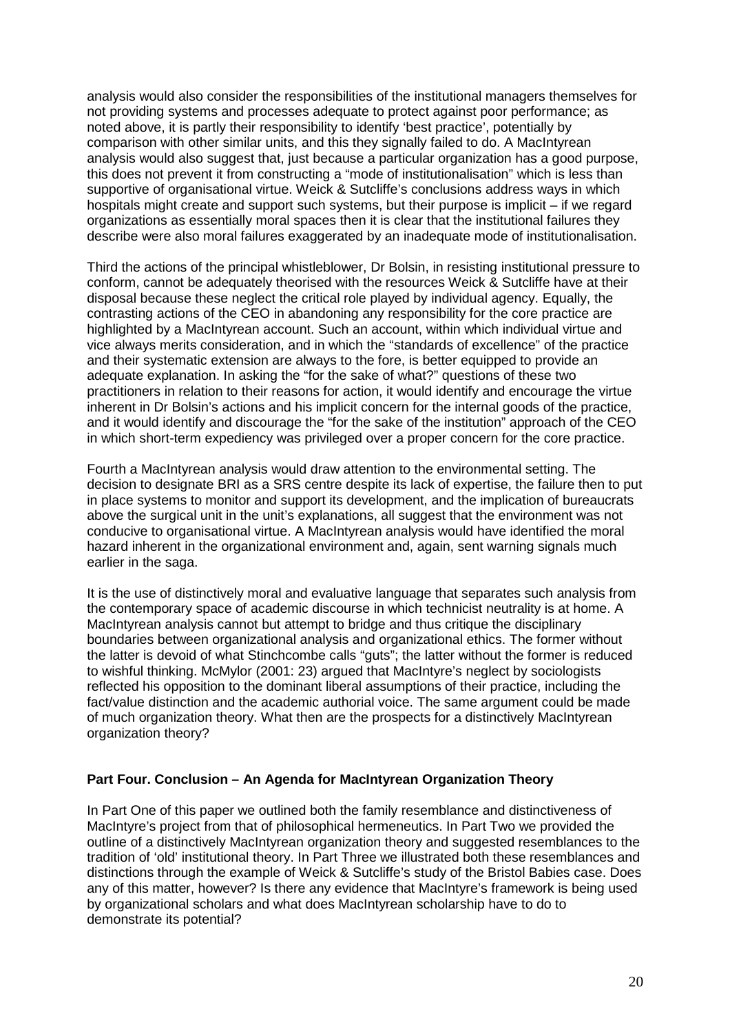analysis would also consider the responsibilities of the institutional managers themselves for not providing systems and processes adequate to protect against poor performance; as noted above, it is partly their responsibility to identify 'best practice', potentially by comparison with other similar units, and this they signally failed to do. A MacIntyrean analysis would also suggest that, just because a particular organization has a good purpose, this does not prevent it from constructing a "mode of institutionalisation" which is less than supportive of organisational virtue. Weick & Sutcliffe's conclusions address ways in which hospitals might create and support such systems, but their purpose is implicit – if we regard organizations as essentially moral spaces then it is clear that the institutional failures they describe were also moral failures exaggerated by an inadequate mode of institutionalisation.

Third the actions of the principal whistleblower, Dr Bolsin, in resisting institutional pressure to conform, cannot be adequately theorised with the resources Weick & Sutcliffe have at their disposal because these neglect the critical role played by individual agency. Equally, the contrasting actions of the CEO in abandoning any responsibility for the core practice are highlighted by a MacIntyrean account. Such an account, within which individual virtue and vice always merits consideration, and in which the "standards of excellence" of the practice and their systematic extension are always to the fore, is better equipped to provide an adequate explanation. In asking the "for the sake of what?" questions of these two practitioners in relation to their reasons for action, it would identify and encourage the virtue inherent in Dr Bolsin's actions and his implicit concern for the internal goods of the practice, and it would identify and discourage the "for the sake of the institution" approach of the CEO in which short-term expediency was privileged over a proper concern for the core practice.

Fourth a MacIntyrean analysis would draw attention to the environmental setting. The decision to designate BRI as a SRS centre despite its lack of expertise, the failure then to put in place systems to monitor and support its development, and the implication of bureaucrats above the surgical unit in the unit's explanations, all suggest that the environment was not conducive to organisational virtue. A MacIntyrean analysis would have identified the moral hazard inherent in the organizational environment and, again, sent warning signals much earlier in the saga.

It is the use of distinctively moral and evaluative language that separates such analysis from the contemporary space of academic discourse in which technicist neutrality is at home. A MacIntyrean analysis cannot but attempt to bridge and thus critique the disciplinary boundaries between organizational analysis and organizational ethics. The former without the latter is devoid of what Stinchcombe calls "guts"; the latter without the former is reduced to wishful thinking. McMylor (2001: 23) argued that MacIntyre's neglect by sociologists reflected his opposition to the dominant liberal assumptions of their practice, including the fact/value distinction and the academic authorial voice. The same argument could be made of much organization theory. What then are the prospects for a distinctively MacIntyrean organization theory?

## Part Four. Conclusion – An Agenda for MacIntyrean Organization Theory

In Part One of this paper we outlined both the family resemblance and distinctiveness of MacIntyre's project from that of philosophical hermeneutics. In Part Two we provided the outline of a distinctively MacIntyrean organization theory and suggested resemblances to the tradition of 'old' institutional theory. In Part Three we illustrated both these resemblances and distinctions through the example of Weick & Sutcliffe's study of the Bristol Babies case. Does any of this matter, however? Is there any evidence that MacIntyre's framework is being used by organizational scholars and what does MacIntyrean scholarship have to do to demonstrate its potential?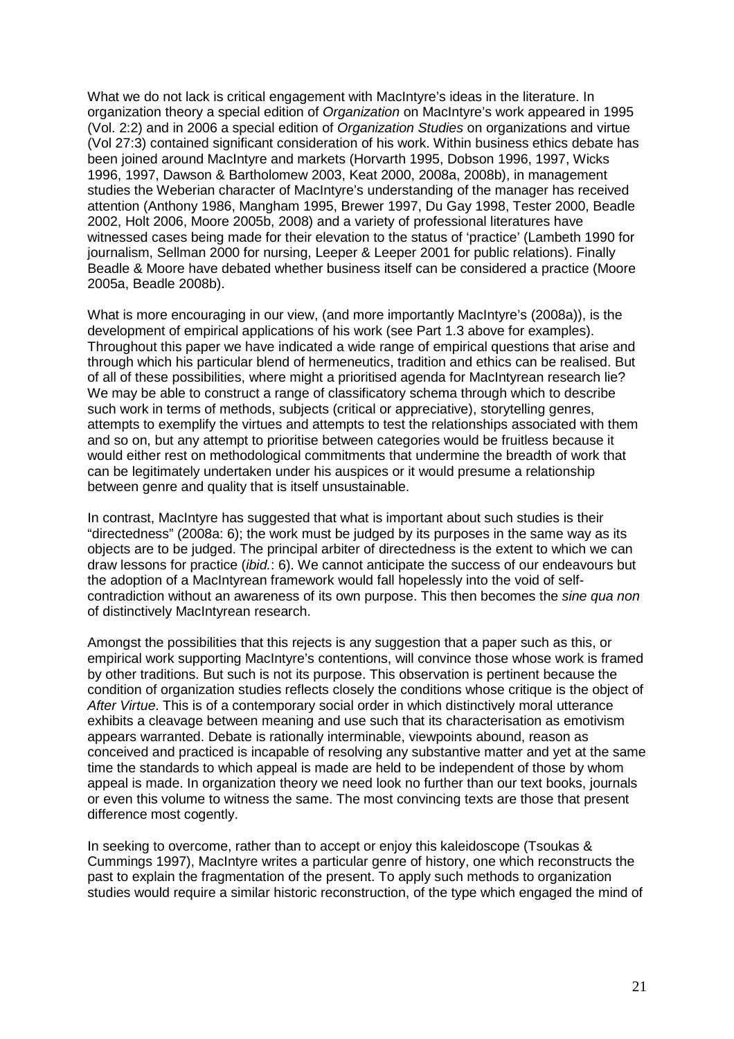What we do not lack is critical engagement with MacIntyre's ideas in the literature. In organization theory a special edition of *Organization* on MacIntyre's work appeared in 1995 (Vol. 2:2) and in 2006 a special edition of *Organization Studies* on organizations and virtue (Vol 27:3) contained significant consideration of his work. Within business ethics debate has been joined around MacIntyre and markets (Horvarth 1995, Dobson 1996, 1997, Wicks 1996, 1997, Dawson & Bartholomew 2003, Keat 2000, 2008a, 2008b), in management studies the Weberian character of MacIntyre's understanding of the manager has received attention (Anthony 1986, Mangham 1995, Brewer 1997, Du Gay 1998, Tester 2000, Beadle 2002, Holt 2006, Moore 2005b, 2008) and a variety of professional literatures have witnessed cases being made for their elevation to the status of 'practice' (Lambeth 1990 for journalism, Sellman 2000 for nursing, Leeper & Leeper 2001 for public relations). Finally Beadle & Moore have debated whether business itself can be considered a practice (Moore 2005a, Beadle 2008b).

What is more encouraging in our view, (and more importantly MacIntyre's (2008a)), is the development of empirical applications of his work (see Part 1.3 above for examples). Throughout this paper we have indicated a wide range of empirical questions that arise and through which his particular blend of hermeneutics, tradition and ethics can be realised. But of all of these possibilities, where might a prioritised agenda for MacIntyrean research lie? We may be able to construct a range of classificatory schema through which to describe such work in terms of methods, subjects (critical or appreciative), storytelling genres, attempts to exemplify the virtues and attempts to test the relationships associated with them and so on, but any attempt to prioritise between categories would be fruitless because it would either rest on methodological commitments that undermine the breadth of work that can be legitimately undertaken under his auspices or it would presume a relationship between genre and quality that is itself unsustainable.

In contrast, MacIntyre has suggested that what is important about such studies is their "directedness" (2008a: 6); the work must be judged by its purposes in the same way as its objects are to be judged. The principal arbiter of directedness is the extent to which we can draw lessons for practice (*ibid.*: 6). We cannot anticipate the success of our endeavours but the adoption of a MacIntyrean framework would fall hopelessly into the void of self-contradiction without an awareness of its own purpose. This then becomes the *sine qua non* of distinctively MacIntyrean research.

Amongst the possibilities that this rejects is any suggestion that a paper such as this, or empirical work supporting MacIntyre's contentions, will convince those whose work is framed by other traditions. But such is not its purpose. This observation is pertinent because the condition of organization studies reflects closely the conditions whose critique is the object of *After Virtue*. This is of a contemporary social order in which distinctively moral utterance exhibits a cleavage between meaning and use such that its characterisation as emotivism appears warranted. Debate is rationally interminable, viewpoints abound, reason as conceived and practiced is incapable of resolving any substantive matter and yet at the same time the standards to which appeal is made are held to be independent of those by whom appeal is made. In organization theory we need look no further than our text books, journals or even this volume to witness the same. The most convincing texts are those that present difference most cogently.

In seeking to overcome, rather than to accept or enjoy this kaleidoscope (Tsoukas & Cummings 1997), MacIntyre writes a particular genre of history, one which reconstructs the past to explain the fragmentation of the present. To apply such methods to organization studies would require a similar historic reconstruction, of the type which engaged the mind of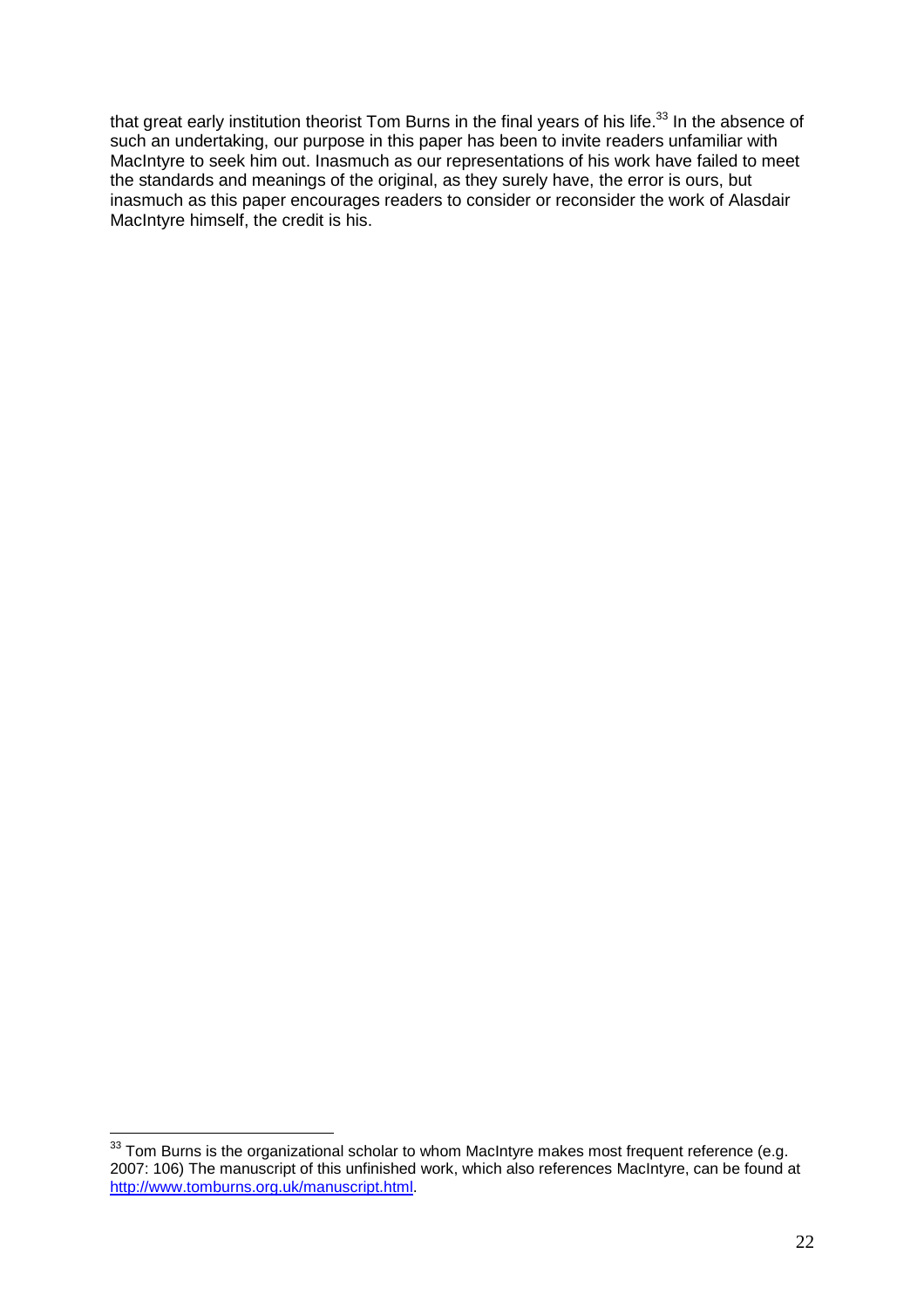that great early institution theorist Tom Burns in the final years of his life.[33] In the absence of such an undertaking, our purpose in this paper has been to invite readers unfamiliar with MacIntyre to seek him out. Inasmuch as our representations of his work have failed to meet the standards and meanings of the original, as they surely have, the error is ours, but inasmuch as this paper encourages readers to consider or reconsider the work of Alasdair MacIntyre himself, the credit is his.

---

[33] Tom Burns is the organizational scholar to whom MacIntyre makes most frequent reference (e.g. 2007: 106) The manuscript of this unfinished work, which also references MacIntyre, can be found at http://www.tomburns.org.uk/manuscript.html.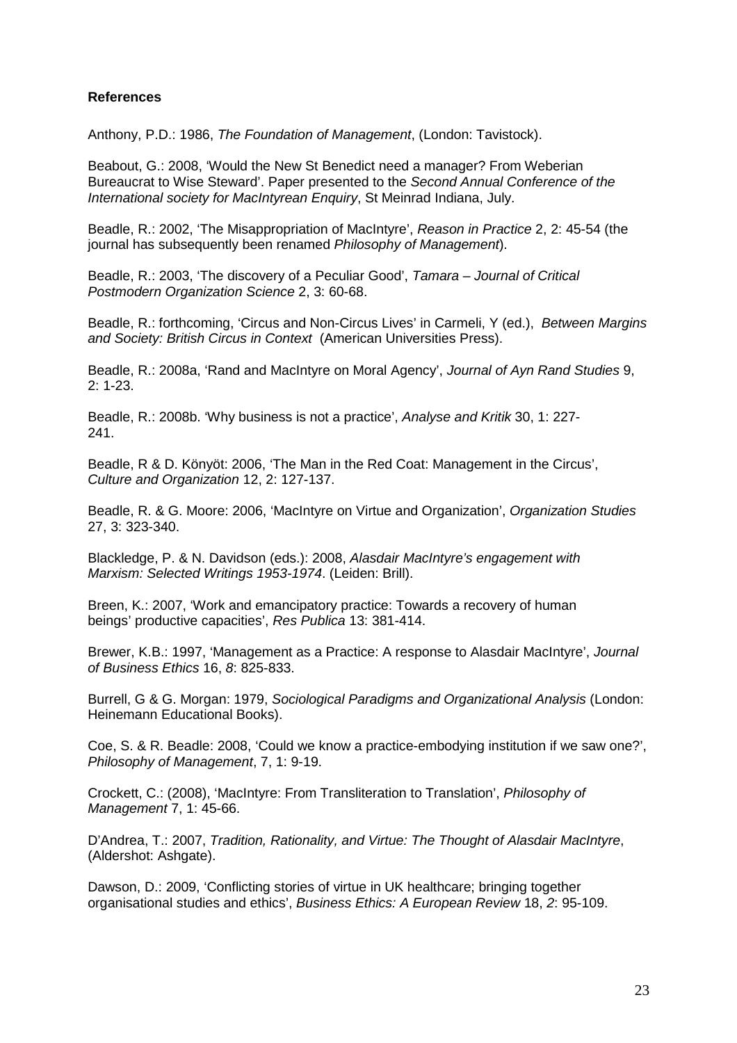**References**

Anthony, P.D.: 1986, *The Foundation of Management*, (London: Tavistock).

Beabout, G.: 2008, 'Would the New St Benedict need a manager? From Weberian Bureaucrat to Wise Steward'. Paper presented to the *Second Annual Conference of the International society for MacIntyrean Enquiry*, St Meinrad Indiana, July.

Beadle, R.: 2002, 'The Misappropriation of MacIntyre', *Reason in Practice* 2, 2: 45-54 (the journal has subsequently been renamed *Philosophy of Management*).

Beadle, R.: 2003, 'The discovery of a Peculiar Good', *Tamara – Journal of Critical Postmodern Organization Science* 2, 3: 60-68.

Beadle, R.: forthcoming, 'Circus and Non-Circus Lives' in Carmeli, Y (ed.), *Between Margins and Society: British Circus in Context* (American Universities Press).

Beadle, R.: 2008a, 'Rand and MacIntyre on Moral Agency', *Journal of Ayn Rand Studies* 9, 2: 1-23.

Beadle, R.: 2008b. 'Why business is not a practice', *Analyse and Kritik* 30, 1: 227-241.

Beadle, R & D. Könyöt: 2006, 'The Man in the Red Coat: Management in the Circus', *Culture and Organization* 12, 2: 127-137.

Beadle, R. & G. Moore: 2006, 'MacIntyre on Virtue and Organization', *Organization Studies* 27, 3: 323-340.

Blackledge, P. & N. Davidson (eds.): 2008, *Alasdair MacIntyre's engagement with Marxism: Selected Writings 1953-1974*. (Leiden: Brill).

Breen, K.: 2007, 'Work and emancipatory practice: Towards a recovery of human beings' productive capacities', *Res Publica* 13: 381-414.

Brewer, K.B.: 1997, 'Management as a Practice: A response to Alasdair MacIntyre', *Journal of Business Ethics* 16, *8*: 825-833.

Burrell, G & G. Morgan: 1979, *Sociological Paradigms and Organizational Analysis* (London: Heinemann Educational Books).

Coe, S. & R. Beadle: 2008, 'Could we know a practice-embodying institution if we saw one?', *Philosophy of Management*, 7, 1: 9-19.

Crockett, C.: (2008), 'MacIntyre: From Transliteration to Translation', *Philosophy of Management* 7, 1: 45-66.

D'Andrea, T.: 2007, *Tradition, Rationality, and Virtue: The Thought of Alasdair MacIntyre*, (Aldershot: Ashgate).

Dawson, D.: 2009, 'Conflicting stories of virtue in UK healthcare; bringing together organisational studies and ethics', *Business Ethics: A European Review* 18, *2*: 95-109.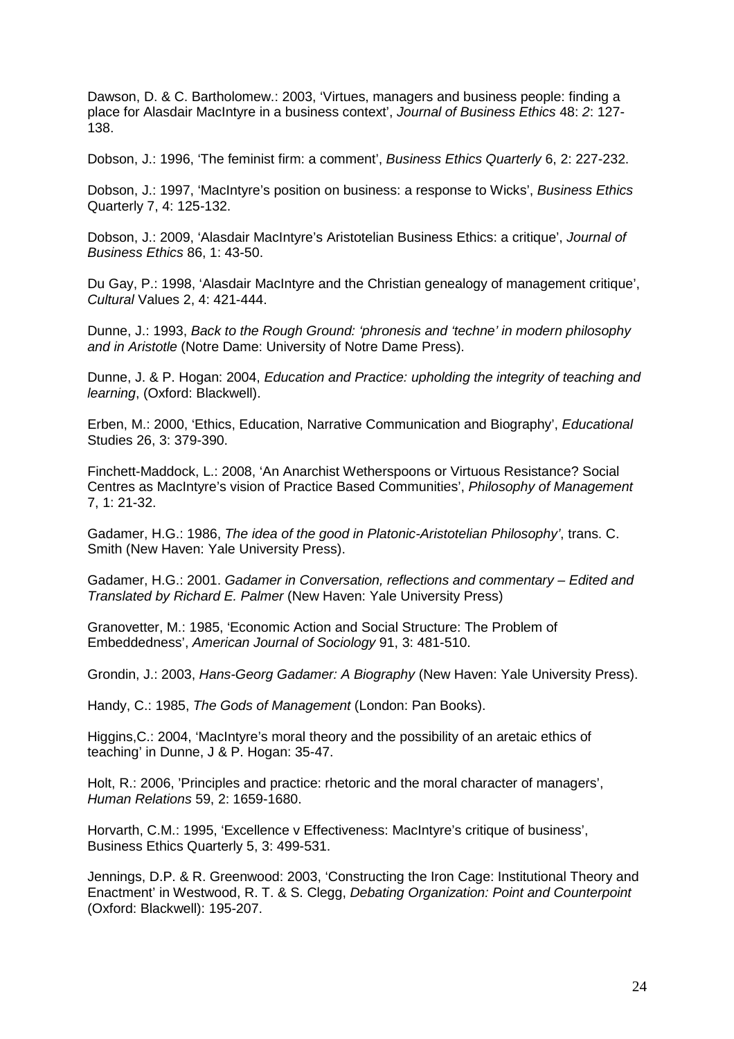Dawson, D. & C. Bartholomew.: 2003, 'Virtues, managers and business people: finding a place for Alasdair MacIntyre in a business context', *Journal of Business Ethics* 48: *2*: 127-138.

Dobson, J.: 1996, 'The feminist firm: a comment', *Business Ethics Quarterly* 6, 2: 227-232.

Dobson, J.: 1997, 'MacIntyre's position on business: a response to Wicks', *Business Ethics* Quarterly 7, 4: 125-132.

Dobson, J.: 2009, 'Alasdair MacIntyre's Aristotelian Business Ethics: a critique', *Journal of Business Ethics* 86, 1: 43-50.

Du Gay, P.: 1998, 'Alasdair MacIntyre and the Christian genealogy of management critique', *Cultural* Values 2, 4: 421-444.

Dunne, J.: 1993, *Back to the Rough Ground: 'phronesis and 'techne' in modern philosophy and in Aristotle* (Notre Dame: University of Notre Dame Press).

Dunne, J. & P. Hogan: 2004, *Education and Practice: upholding the integrity of teaching and learning*, (Oxford: Blackwell).

Erben, M.: 2000, 'Ethics, Education, Narrative Communication and Biography', *Educational* Studies 26, 3: 379-390.

Finchett-Maddock, L.: 2008, 'An Anarchist Wetherspoons or Virtuous Resistance? Social Centres as MacIntyre's vision of Practice Based Communities', *Philosophy of Management* 7, 1: 21-32.

Gadamer, H.G.: 1986, *The idea of the good in Platonic-Aristotelian Philosophy'*, trans. C. Smith (New Haven: Yale University Press).

Gadamer, H.G.: 2001. *Gadamer in Conversation, reflections and commentary – Edited and Translated by Richard E. Palmer* (New Haven: Yale University Press)

Granovetter, M.: 1985, 'Economic Action and Social Structure: The Problem of Embeddedness', *American Journal of Sociology* 91, 3: 481-510.

Grondin, J.: 2003, *Hans-Georg Gadamer: A Biography* (New Haven: Yale University Press).

Handy, C.: 1985, *The Gods of Management* (London: Pan Books).

Higgins,C.: 2004, 'MacIntyre's moral theory and the possibility of an aretaic ethics of teaching' in Dunne, J & P. Hogan: 35-47.

Holt, R.: 2006, 'Principles and practice: rhetoric and the moral character of managers', *Human Relations* 59, 2: 1659-1680.

Horvarth, C.M.: 1995, 'Excellence v Effectiveness: MacIntyre's critique of business', Business Ethics Quarterly 5, 3: 499-531.

Jennings, D.P. & R. Greenwood: 2003, 'Constructing the Iron Cage: Institutional Theory and Enactment' in Westwood, R. T. & S. Clegg, *Debating Organization: Point and Counterpoint* (Oxford: Blackwell): 195-207.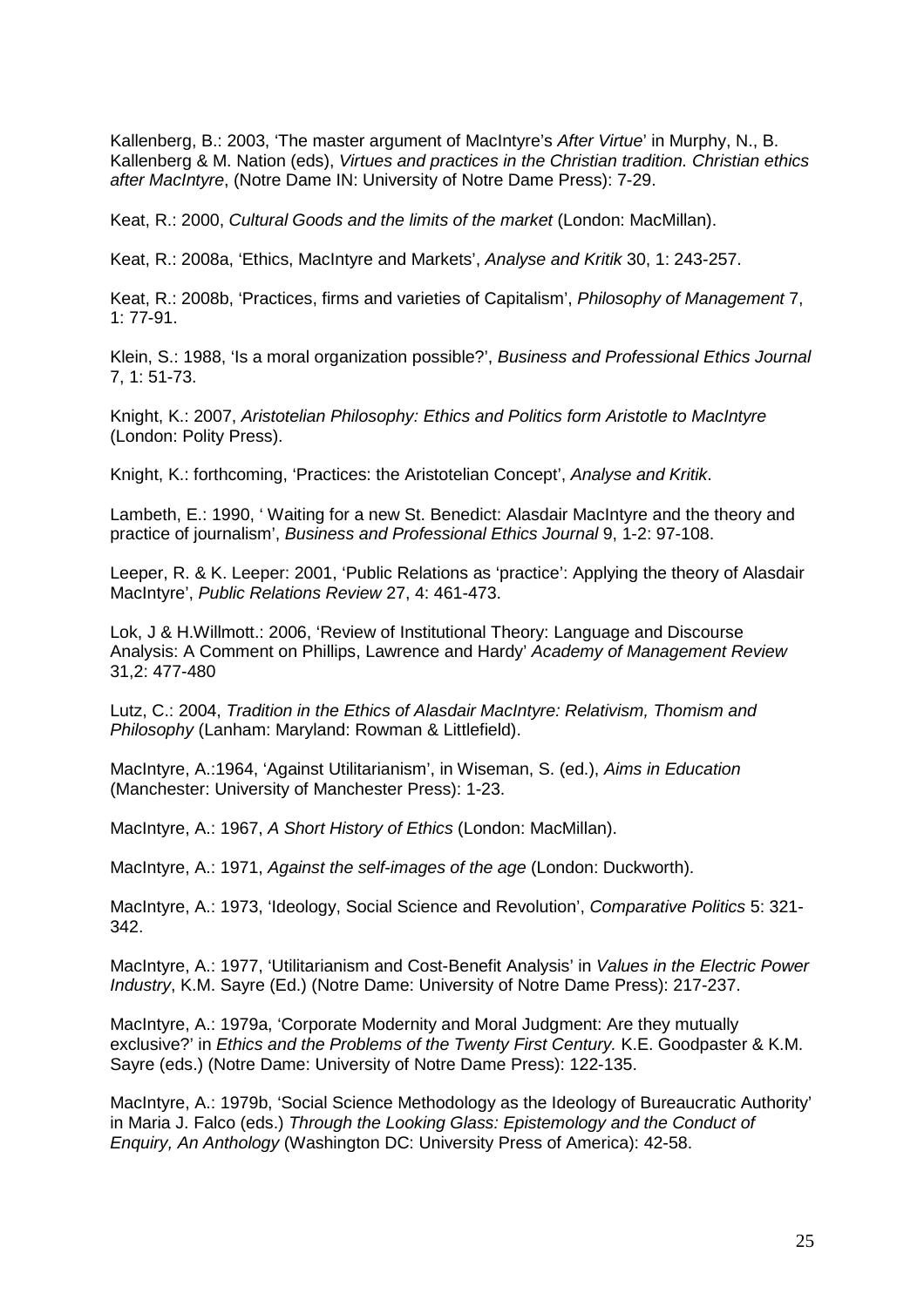Kallenberg, B.: 2003, 'The master argument of MacIntyre's *After Virtue*' in Murphy, N., B. Kallenberg & M. Nation (eds), *Virtues and practices in the Christian tradition. Christian ethics after MacIntyre*, (Notre Dame IN: University of Notre Dame Press): 7-29.

Keat, R.: 2000, *Cultural Goods and the limits of the market* (London: MacMillan).

Keat, R.: 2008a, 'Ethics, MacIntyre and Markets', *Analyse and Kritik* 30, 1: 243-257.

Keat, R.: 2008b, 'Practices, firms and varieties of Capitalism', *Philosophy of Management* 7, 1: 77-91.

Klein, S.: 1988, 'Is a moral organization possible?', *Business and Professional Ethics Journal* 7, 1: 51-73.

Knight, K.: 2007, *Aristotelian Philosophy: Ethics and Politics form Aristotle to MacIntyre* (London: Polity Press).

Knight, K.: forthcoming, 'Practices: the Aristotelian Concept', *Analyse and Kritik*.

Lambeth, E.: 1990, ' Waiting for a new St. Benedict: Alasdair MacIntyre and the theory and practice of journalism', *Business and Professional Ethics Journal* 9, 1-2: 97-108.

Leeper, R. & K. Leeper: 2001, 'Public Relations as 'practice': Applying the theory of Alasdair MacIntyre', *Public Relations Review* 27, 4: 461-473.

Lok, J & H.Willmott.: 2006, 'Review of Institutional Theory: Language and Discourse Analysis: A Comment on Phillips, Lawrence and Hardy' *Academy of Management Review* 31,2: 477-480

Lutz, C.: 2004, *Tradition in the Ethics of Alasdair MacIntyre: Relativism, Thomism and Philosophy* (Lanham: Maryland: Rowman & Littlefield).

MacIntyre, A.:1964, 'Against Utilitarianism', in Wiseman, S. (ed.), *Aims in Education* (Manchester: University of Manchester Press): 1-23.

MacIntyre, A.: 1967, *A Short History of Ethics* (London: MacMillan).

MacIntyre, A.: 1971, *Against the self-images of the age* (London: Duckworth).

MacIntyre, A.: 1973, 'Ideology, Social Science and Revolution', *Comparative Politics* 5: 321-342.

MacIntyre, A.: 1977, 'Utilitarianism and Cost-Benefit Analysis' in *Values in the Electric Power Industry*, K.M. Sayre (Ed.) (Notre Dame: University of Notre Dame Press): 217-237.

MacIntyre, A.: 1979a, 'Corporate Modernity and Moral Judgment: Are they mutually exclusive?' in *Ethics and the Problems of the Twenty First Century.* K.E. Goodpaster & K.M. Sayre (eds.) (Notre Dame: University of Notre Dame Press): 122-135.

MacIntyre, A.: 1979b, 'Social Science Methodology as the Ideology of Bureaucratic Authority' in Maria J. Falco (eds.) *Through the Looking Glass: Epistemology and the Conduct of Enquiry, An Anthology* (Washington DC: University Press of America): 42-58.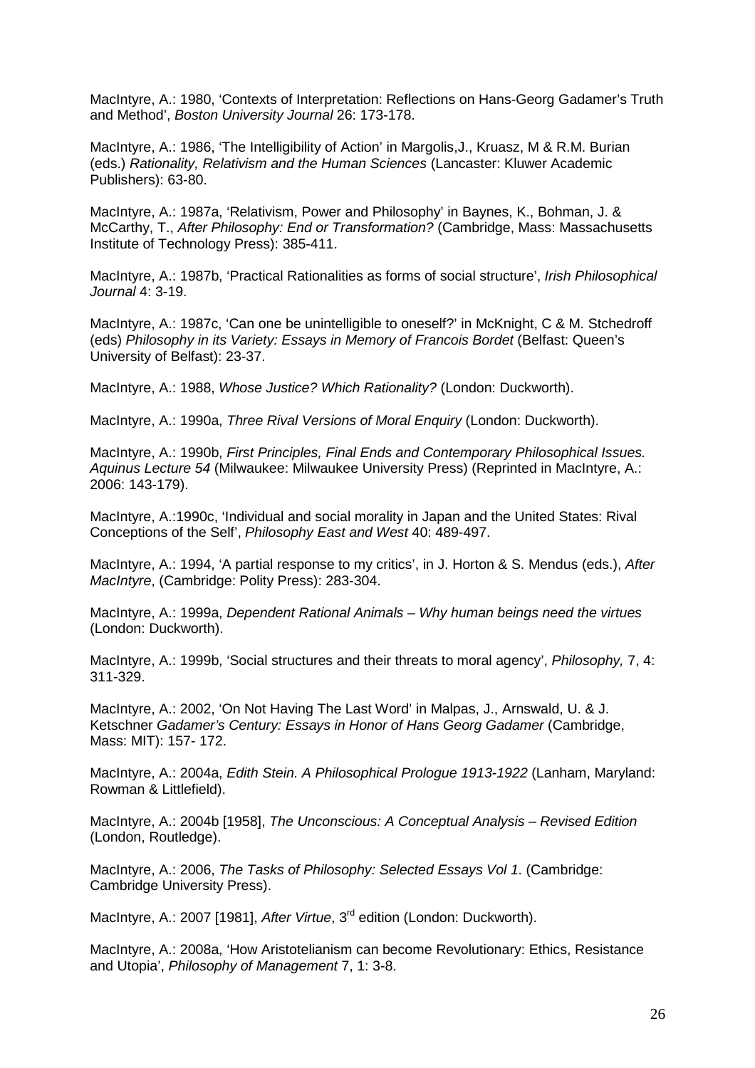MacIntyre, A.: 1980, 'Contexts of Interpretation: Reflections on Hans-Georg Gadamer's Truth and Method', *Boston University Journal* 26: 173-178.

MacIntyre, A.: 1986, 'The Intelligibility of Action' in Margolis,J., Kruasz, M & R.M. Burian (eds.) *Rationality, Relativism and the Human Sciences* (Lancaster: Kluwer Academic Publishers): 63-80.

MacIntyre, A.: 1987a, 'Relativism, Power and Philosophy' in Baynes, K., Bohman, J. & McCarthy, T., *After Philosophy: End or Transformation?* (Cambridge, Mass: Massachusetts Institute of Technology Press): 385-411.

MacIntyre, A.: 1987b, 'Practical Rationalities as forms of social structure', *Irish Philosophical Journal* 4: 3-19.

MacIntyre, A.: 1987c, 'Can one be unintelligible to oneself?' in McKnight, C & M. Stchedroff (eds) *Philosophy in its Variety: Essays in Memory of Francois Bordet* (Belfast: Queen's University of Belfast): 23-37.

MacIntyre, A.: 1988, *Whose Justice? Which Rationality?* (London: Duckworth).

MacIntyre, A.: 1990a, *Three Rival Versions of Moral Enquiry* (London: Duckworth).

MacIntyre, A.: 1990b, *First Principles, Final Ends and Contemporary Philosophical Issues. Aquinus Lecture 54* (Milwaukee: Milwaukee University Press) (Reprinted in MacIntyre, A.: 2006: 143-179).

MacIntyre, A.:1990c, 'Individual and social morality in Japan and the United States: Rival Conceptions of the Self', *Philosophy East and West* 40: 489-497.

MacIntyre, A.: 1994, 'A partial response to my critics', in J. Horton & S. Mendus (eds.), *After MacIntyre*, (Cambridge: Polity Press): 283-304.

MacIntyre, A.: 1999a, *Dependent Rational Animals – Why human beings need the virtues* (London: Duckworth).

MacIntyre, A.: 1999b, 'Social structures and their threats to moral agency', *Philosophy,* 7, 4: 311-329.

MacIntyre, A.: 2002, 'On Not Having The Last Word' in Malpas, J., Arnswald, U. & J. Ketschner *Gadamer's Century: Essays in Honor of Hans Georg Gadamer* (Cambridge, Mass: MIT): 157- 172.

MacIntyre, A.: 2004a, *Edith Stein. A Philosophical Prologue 1913-1922* (Lanham, Maryland: Rowman & Littlefield).

MacIntyre, A.: 2004b [1958], *The Unconscious: A Conceptual Analysis – Revised Edition* (London, Routledge).

MacIntyre, A.: 2006, *The Tasks of Philosophy: Selected Essays Vol 1*. (Cambridge: Cambridge University Press).

MacIntyre, A.: 2007 [1981], *After Virtue*, 3rd edition (London: Duckworth).

MacIntyre, A.: 2008a, 'How Aristotelianism can become Revolutionary: Ethics, Resistance and Utopia', *Philosophy of Management* 7, 1: 3-8.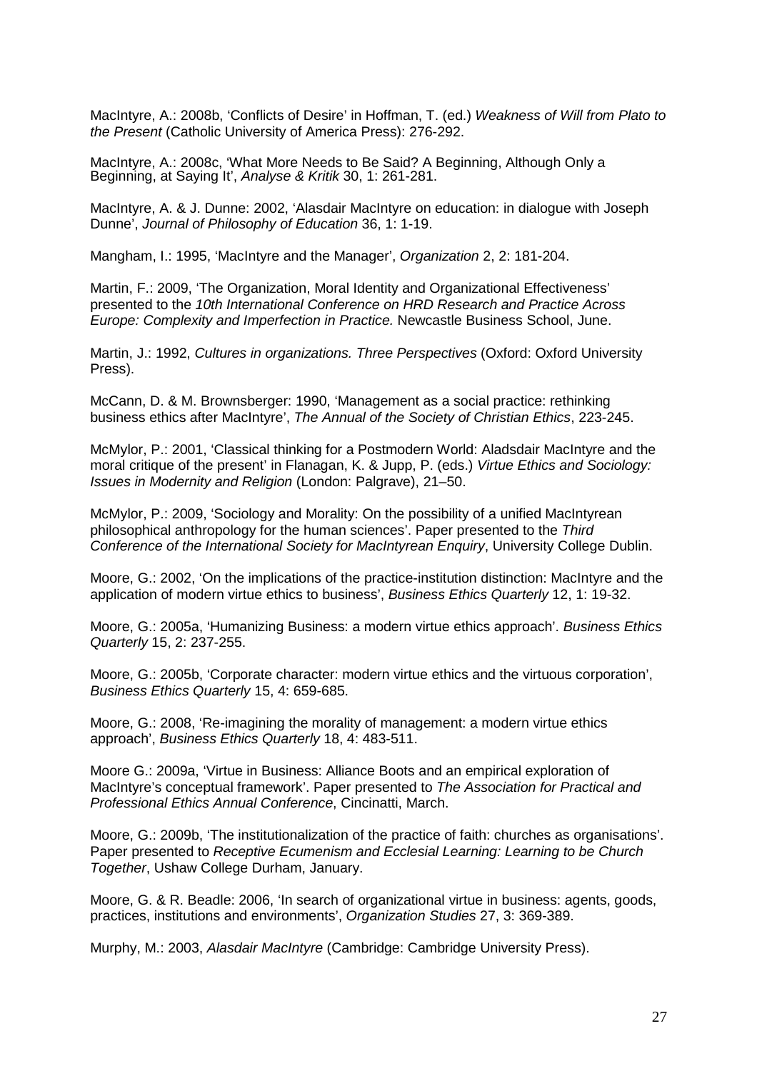MacIntyre, A.: 2008b, 'Conflicts of Desire' in Hoffman, T. (ed.) *Weakness of Will from Plato to the Present* (Catholic University of America Press): 276-292.

MacIntyre, A.: 2008c, 'What More Needs to Be Said? A Beginning, Although Only a Beginning, at Saying It', *Analyse & Kritik* 30, 1: 261-281.

MacIntyre, A. & J. Dunne: 2002, 'Alasdair MacIntyre on education: in dialogue with Joseph Dunne', *Journal of Philosophy of Education* 36, 1: 1-19.

Mangham, I.: 1995, 'MacIntyre and the Manager', *Organization* 2, 2: 181-204.

Martin, F.: 2009, 'The Organization, Moral Identity and Organizational Effectiveness' presented to the *10th International Conference on HRD Research and Practice Across Europe: Complexity and Imperfection in Practice.* Newcastle Business School, June.

Martin, J.: 1992, *Cultures in organizations. Three Perspectives* (Oxford: Oxford University Press).

McCann, D. & M. Brownsberger: 1990, 'Management as a social practice: rethinking business ethics after MacIntyre', *The Annual of the Society of Christian Ethics*, 223-245.

McMylor, P.: 2001, 'Classical thinking for a Postmodern World: Aladsdair MacIntyre and the moral critique of the present' in Flanagan, K. & Jupp, P. (eds.) *Virtue Ethics and Sociology: Issues in Modernity and Religion* (London: Palgrave), 21–50.

McMylor, P.: 2009, 'Sociology and Morality: On the possibility of a unified MacIntyrean philosophical anthropology for the human sciences'. Paper presented to the *Third Conference of the International Society for MacIntyrean Enquiry*, University College Dublin.

Moore, G.: 2002, 'On the implications of the practice-institution distinction: MacIntyre and the application of modern virtue ethics to business', *Business Ethics Quarterly* 12, 1: 19-32.

Moore, G.: 2005a, 'Humanizing Business: a modern virtue ethics approach'. *Business Ethics Quarterly* 15, 2: 237-255.

Moore, G.: 2005b, 'Corporate character: modern virtue ethics and the virtuous corporation', *Business Ethics Quarterly* 15, 4: 659-685.

Moore, G.: 2008, 'Re-imagining the morality of management: a modern virtue ethics approach', *Business Ethics Quarterly* 18, 4: 483-511.

Moore G.: 2009a, 'Virtue in Business: Alliance Boots and an empirical exploration of MacIntyre's conceptual framework'. Paper presented to *The Association for Practical and Professional Ethics Annual Conference*, Cincinatti, March.

Moore, G.: 2009b, 'The institutionalization of the practice of faith: churches as organisations'. Paper presented to *Receptive Ecumenism and Ecclesial Learning: Learning to be Church Together*, Ushaw College Durham, January.

Moore, G. & R. Beadle: 2006, 'In search of organizational virtue in business: agents, goods, practices, institutions and environments', *Organization Studies* 27, 3: 369-389.

Murphy, M.: 2003, *Alasdair MacIntyre* (Cambridge: Cambridge University Press).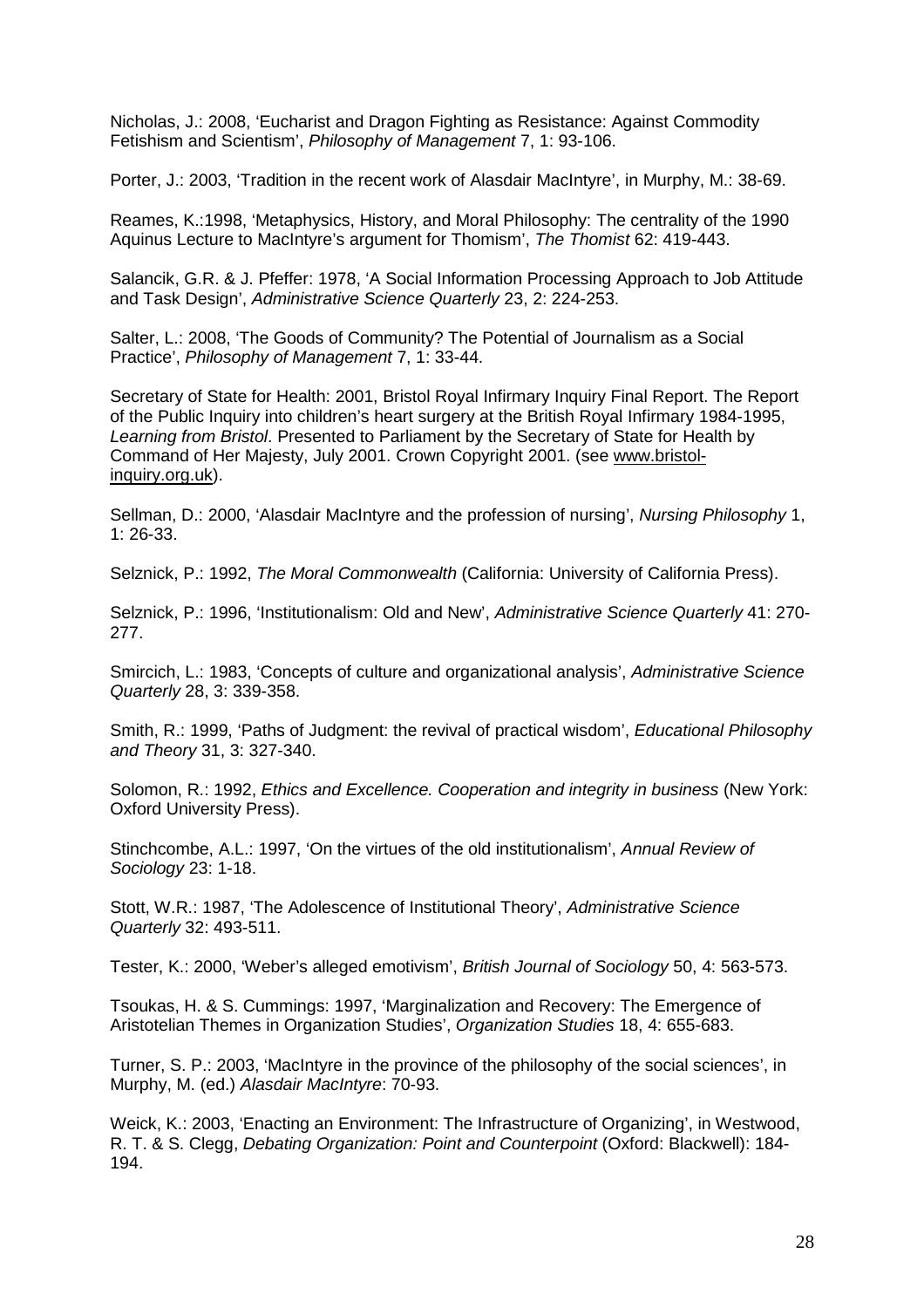Nicholas, J.: 2008, 'Eucharist and Dragon Fighting as Resistance: Against Commodity Fetishism and Scientism', *Philosophy of Management* 7, 1: 93-106.

Porter, J.: 2003, 'Tradition in the recent work of Alasdair MacIntyre', in Murphy, M.: 38-69.

Reames, K.:1998, 'Metaphysics, History, and Moral Philosophy: The centrality of the 1990 Aquinus Lecture to MacIntyre's argument for Thomism', *The Thomist* 62: 419-443.

Salancik, G.R. & J. Pfeffer: 1978, 'A Social Information Processing Approach to Job Attitude and Task Design', *Administrative Science Quarterly* 23, 2: 224-253.

Salter, L.: 2008, 'The Goods of Community? The Potential of Journalism as a Social Practice', *Philosophy of Management* 7, 1: 33-44.

Secretary of State for Health: 2001, Bristol Royal Infirmary Inquiry Final Report. The Report of the Public Inquiry into children's heart surgery at the British Royal Infirmary 1984-1995, *Learning from Bristol*. Presented to Parliament by the Secretary of State for Health by Command of Her Majesty, July 2001. Crown Copyright 2001. (see www.bristol-inquiry.org.uk).

Sellman, D.: 2000, 'Alasdair MacIntyre and the profession of nursing', *Nursing Philosophy* 1, 1: 26-33.

Selznick, P.: 1992, *The Moral Commonwealth* (California: University of California Press).

Selznick, P.: 1996, 'Institutionalism: Old and New', *Administrative Science Quarterly* 41: 270-277.

Smircich, L.: 1983, 'Concepts of culture and organizational analysis', *Administrative Science Quarterly* 28, 3: 339-358.

Smith, R.: 1999, 'Paths of Judgment: the revival of practical wisdom', *Educational Philosophy and Theory* 31, 3: 327-340.

Solomon, R.: 1992, *Ethics and Excellence. Cooperation and integrity in business* (New York: Oxford University Press).

Stinchcombe, A.L.: 1997, 'On the virtues of the old institutionalism', *Annual Review of Sociology* 23: 1-18.

Stott, W.R.: 1987, 'The Adolescence of Institutional Theory', *Administrative Science Quarterly* 32: 493-511.

Tester, K.: 2000, 'Weber's alleged emotivism', *British Journal of Sociology* 50, 4: 563-573.

Tsoukas, H. & S. Cummings: 1997, 'Marginalization and Recovery: The Emergence of Aristotelian Themes in Organization Studies', *Organization Studies* 18, 4: 655-683.

Turner, S. P.: 2003, 'MacIntyre in the province of the philosophy of the social sciences', in Murphy, M. (ed.) *Alasdair MacIntyre*: 70-93.

Weick, K.: 2003, 'Enacting an Environment: The Infrastructure of Organizing', in Westwood, R. T. & S. Clegg, *Debating Organization: Point and Counterpoint* (Oxford: Blackwell): 184-194.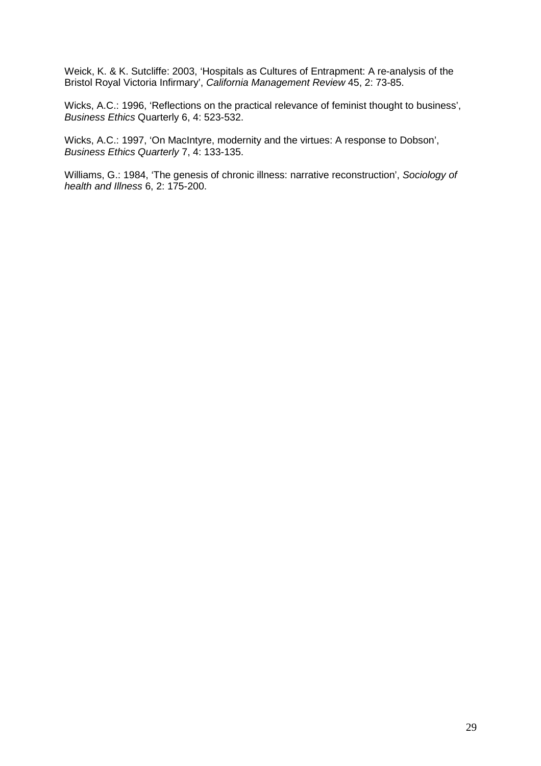Weick, K. & K. Sutcliffe: 2003, 'Hospitals as Cultures of Entrapment: A re-analysis of the Bristol Royal Victoria Infirmary', *California Management Review* 45, 2: 73-85.

Wicks, A.C.: 1996, 'Reflections on the practical relevance of feminist thought to business', *Business Ethics* Quarterly 6, 4: 523-532.

Wicks, A.C.: 1997, 'On MacIntyre, modernity and the virtues: A response to Dobson', *Business Ethics Quarterly* 7, 4: 133-135.

Williams, G.: 1984, 'The genesis of chronic illness: narrative reconstruction', *Sociology of health and Illness* 6, 2: 175-200.